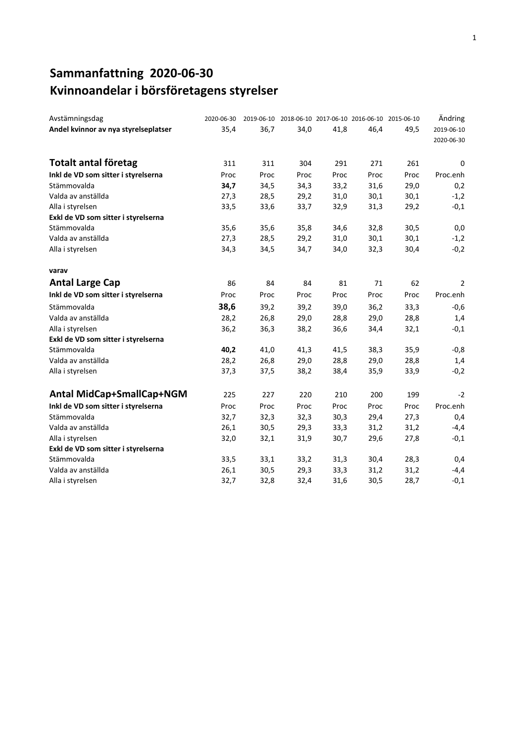# Sammanfattning 2020-06-30
# Kvinnoandelar i börsföretagens styrelser

| Avstämningsdag | 2020-06-30 | 2019-06-10 | 2018-06-10 | 2017-06-10 | 2016-06-10 | 2015-06-10 | Ändring |
|---|---|---|---|---|---|---|---|
| **Andel kvinnor av nya styrelseplatser** | 35,4 | 36,7 | 34,0 | 41,8 | 46,4 | 49,5 | 2019-06-10 2020-06-30 |
| | | | | | | | |
| **Totalt antal företag** | 311 | 311 | 304 | 291 | 271 | 261 | 0 |
| **Inkl de VD som sitter i styrelserna** | Proc | Proc | Proc | Proc | Proc | Proc | Proc.enh |
| Stämmovalda | **34,7** | 34,5 | 34,3 | 33,2 | 31,6 | 29,0 | 0,2 |
| Valda av anställda | 27,3 | 28,5 | 29,2 | 31,0 | 30,1 | 30,1 | -1,2 |
| Alla i styrelsen | 33,5 | 33,6 | 33,7 | 32,9 | 31,3 | 29,2 | -0,1 |
| **Exkl de VD som sitter i styrelserna** | | | | | | | |
| Stämmovalda | 35,6 | 35,6 | 35,8 | 34,6 | 32,8 | 30,5 | 0,0 |
| Valda av anställda | 27,3 | 28,5 | 29,2 | 31,0 | 30,1 | 30,1 | -1,2 |
| Alla i styrelsen | 34,3 | 34,5 | 34,7 | 34,0 | 32,3 | 30,4 | -0,2 |
| | | | | | | | |
| **varav** | | | | | | | |
| **Antal Large Cap** | 86 | 84 | 84 | 81 | 71 | 62 | 2 |
| **Inkl de VD som sitter i styrelserna** | Proc | Proc | Proc | Proc | Proc | Proc | Proc.enh |
| Stämmovalda | **38,6** | 39,2 | 39,2 | 39,0 | 36,2 | 33,3 | -0,6 |
| Valda av anställda | 28,2 | 26,8 | 29,0 | 28,8 | 29,0 | 28,8 | 1,4 |
| Alla i styrelsen | 36,2 | 36,3 | 38,2 | 36,6 | 34,4 | 32,1 | -0,1 |
| **Exkl de VD som sitter i styrelserna** | | | | | | | |
| Stämmovalda | **40,2** | 41,0 | 41,3 | 41,5 | 38,3 | 35,9 | -0,8 |
| Valda av anställda | 28,2 | 26,8 | 29,0 | 28,8 | 29,0 | 28,8 | 1,4 |
| Alla i styrelsen | 37,3 | 37,5 | 38,2 | 38,4 | 35,9 | 33,9 | -0,2 |
| | | | | | | | |
| **Antal MidCap+SmallCap+NGM** | 225 | 227 | 220 | 210 | 200 | 199 | -2 |
| **Inkl de VD som sitter i styrelserna** | Proc | Proc | Proc | Proc | Proc | Proc | Proc.enh |
| Stämmovalda | 32,7 | 32,3 | 32,3 | 30,3 | 29,4 | 27,3 | 0,4 |
| Valda av anställda | 26,1 | 30,5 | 29,3 | 33,3 | 31,2 | 31,2 | -4,4 |
| Alla i styrelsen | 32,0 | 32,1 | 31,9 | 30,7 | 29,6 | 27,8 | -0,1 |
| **Exkl de VD som sitter i styrelserna** | | | | | | | |
| Stämmovalda | 33,5 | 33,1 | 33,2 | 31,3 | 30,4 | 28,3 | 0,4 |
| Valda av anställda | 26,1 | 30,5 | 29,3 | 33,3 | 31,2 | 31,2 | -4,4 |
| Alla i styrelsen | 32,7 | 32,8 | 32,4 | 31,6 | 30,5 | 28,7 | -0,1 |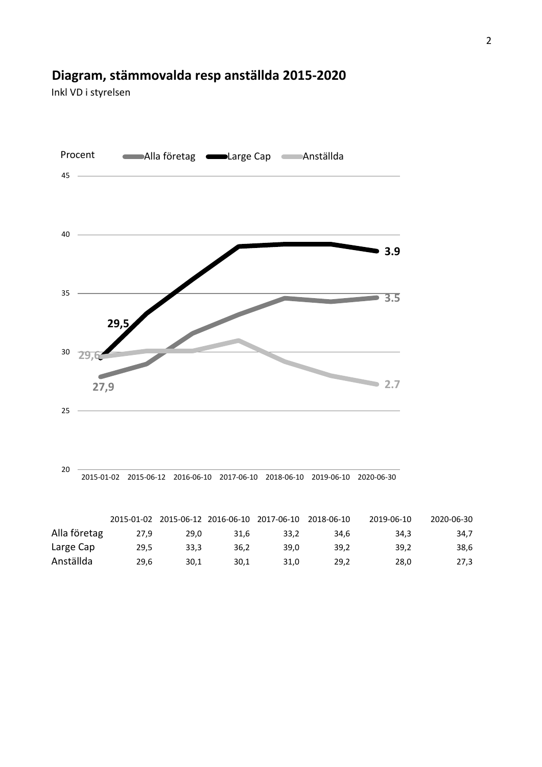## Diagram, stämmovalda resp anställda 2015-2020

Inkl VD i styrelsen

Procent — Alla företag — Large Cap — Anställda

|  | 2015-01-02 | 2015-06-12 | 2016-06-10 | 2017-06-10 | 2018-06-10 | 2019-06-10 | 2020-06-30 |
|---|---|---|---|---|---|---|---|
| Alla företag | 27,9 | 29,0 | 31,6 | 33,2 | 34,6 | 34,3 | 34,7 |
| Large Cap | 29,5 | 33,3 | 36,2 | 39,0 | 39,2 | 39,2 | 38,6 |
| Anställda | 29,6 | 30,1 | 30,1 | 31,0 | 29,2 | 28,0 | 27,3 |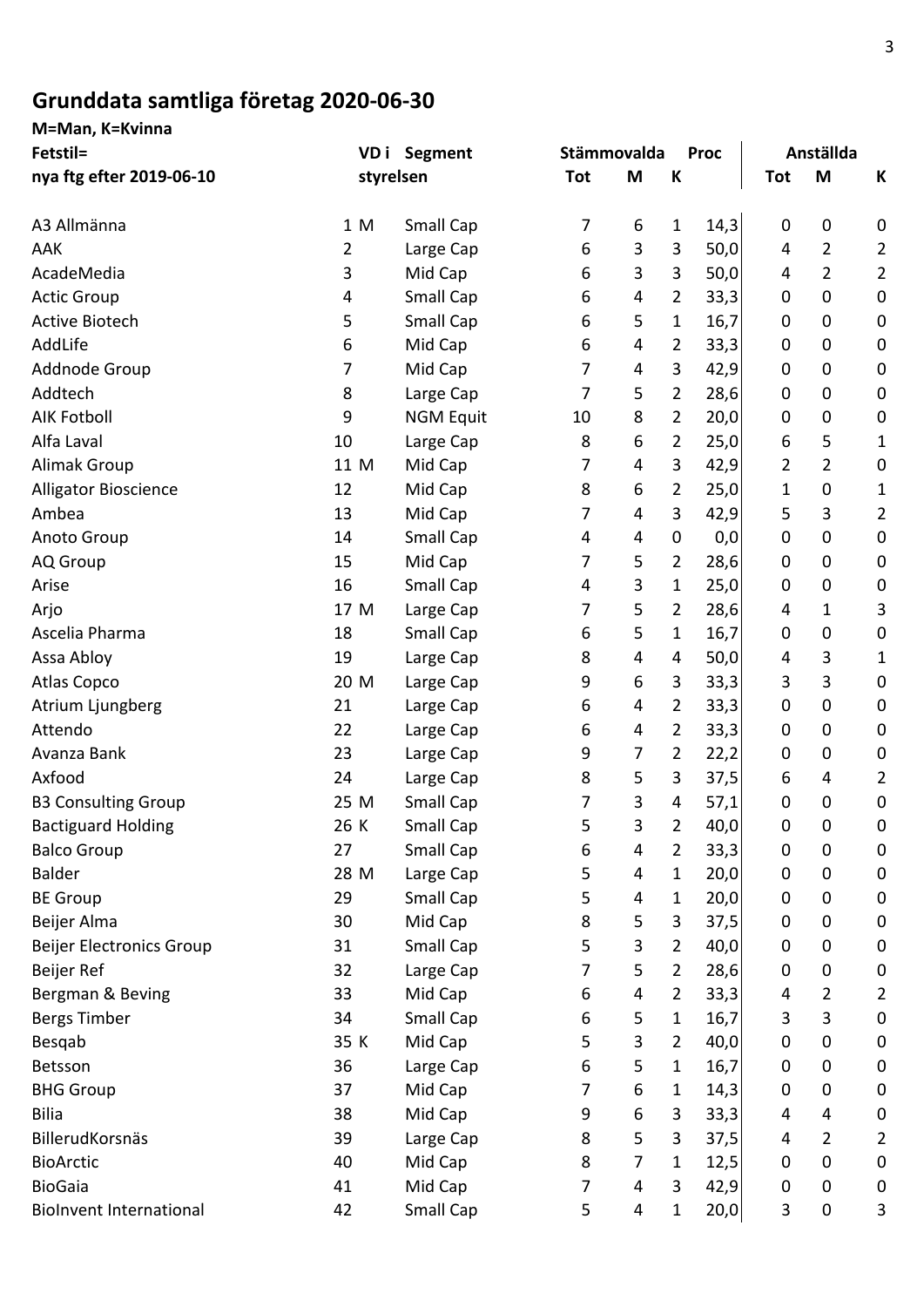# Grunddata samtliga företag 2020-06-30

**M=Man, K=Kvinna**

**Fetstil= nya ftg efter 2019-06-10**

| | VD i styrelsen | | Segment | Stämmovalda Tot | M | K | Proc | Anställda Tot | M | K |
|---|---|---|---|---|---|---|---|---|---|---|
| A3 Allmänna | 1 | M | Small Cap | 7 | 6 | 1 | 14,3 | 0 | 0 | 0 |
| AAK | 2 | | Large Cap | 6 | 3 | 3 | 50,0 | 4 | 2 | 2 |
| AcadeMedia | 3 | | Mid Cap | 6 | 3 | 3 | 50,0 | 4 | 2 | 2 |
| Actic Group | 4 | | Small Cap | 6 | 4 | 2 | 33,3 | 0 | 0 | 0 |
| Active Biotech | 5 | | Small Cap | 6 | 5 | 1 | 16,7 | 0 | 0 | 0 |
| AddLife | 6 | | Mid Cap | 6 | 4 | 2 | 33,3 | 0 | 0 | 0 |
| Addnode Group | 7 | | Mid Cap | 7 | 4 | 3 | 42,9 | 0 | 0 | 0 |
| Addtech | 8 | | Large Cap | 7 | 5 | 2 | 28,6 | 0 | 0 | 0 |
| AIK Fotboll | 9 | | NGM Equit | 10 | 8 | 2 | 20,0 | 0 | 0 | 0 |
| Alfa Laval | 10 | | Large Cap | 8 | 6 | 2 | 25,0 | 6 | 5 | 1 |
| Alimak Group | 11 | M | Mid Cap | 7 | 4 | 3 | 42,9 | 2 | 2 | 0 |
| Alligator Bioscience | 12 | | Mid Cap | 8 | 6 | 2 | 25,0 | 1 | 0 | 1 |
| Ambea | 13 | | Mid Cap | 7 | 4 | 3 | 42,9 | 5 | 3 | 2 |
| Anoto Group | 14 | | Small Cap | 4 | 4 | 0 | 0,0 | 0 | 0 | 0 |
| AQ Group | 15 | | Mid Cap | 7 | 5 | 2 | 28,6 | 0 | 0 | 0 |
| Arise | 16 | | Small Cap | 4 | 3 | 1 | 25,0 | 0 | 0 | 0 |
| Arjo | 17 | M | Large Cap | 7 | 5 | 2 | 28,6 | 4 | 1 | 3 |
| Ascelia Pharma | 18 | | Small Cap | 6 | 5 | 1 | 16,7 | 0 | 0 | 0 |
| Assa Abloy | 19 | | Large Cap | 8 | 4 | 4 | 50,0 | 4 | 3 | 1 |
| Atlas Copco | 20 | M | Large Cap | 9 | 6 | 3 | 33,3 | 3 | 3 | 0 |
| Atrium Ljungberg | 21 | | Large Cap | 6 | 4 | 2 | 33,3 | 0 | 0 | 0 |
| Attendo | 22 | | Large Cap | 6 | 4 | 2 | 33,3 | 0 | 0 | 0 |
| Avanza Bank | 23 | | Large Cap | 9 | 7 | 2 | 22,2 | 0 | 0 | 0 |
| Axfood | 24 | | Large Cap | 8 | 5 | 3 | 37,5 | 6 | 4 | 2 |
| B3 Consulting Group | 25 | M | Small Cap | 7 | 3 | 4 | 57,1 | 0 | 0 | 0 |
| Bactiguard Holding | 26 | K | Small Cap | 5 | 3 | 2 | 40,0 | 0 | 0 | 0 |
| Balco Group | 27 | | Small Cap | 6 | 4 | 2 | 33,3 | 0 | 0 | 0 |
| Balder | 28 | M | Large Cap | 5 | 4 | 1 | 20,0 | 0 | 0 | 0 |
| BE Group | 29 | | Small Cap | 5 | 4 | 1 | 20,0 | 0 | 0 | 0 |
| Beijer Alma | 30 | | Mid Cap | 8 | 5 | 3 | 37,5 | 0 | 0 | 0 |
| Beijer Electronics Group | 31 | | Small Cap | 5 | 3 | 2 | 40,0 | 0 | 0 | 0 |
| Beijer Ref | 32 | | Large Cap | 7 | 5 | 2 | 28,6 | 0 | 0 | 0 |
| Bergman & Beving | 33 | | Mid Cap | 6 | 4 | 2 | 33,3 | 4 | 2 | 2 |
| Bergs Timber | 34 | | Small Cap | 6 | 5 | 1 | 16,7 | 3 | 3 | 0 |
| Besqab | 35 | K | Mid Cap | 5 | 3 | 2 | 40,0 | 0 | 0 | 0 |
| Betsson | 36 | | Large Cap | 6 | 5 | 1 | 16,7 | 0 | 0 | 0 |
| BHG Group | 37 | | Mid Cap | 7 | 6 | 1 | 14,3 | 0 | 0 | 0 |
| Bilia | 38 | | Mid Cap | 9 | 6 | 3 | 33,3 | 4 | 4 | 0 |
| BillerudKorsnäs | 39 | | Large Cap | 8 | 5 | 3 | 37,5 | 4 | 2 | 2 |
| BioArctic | 40 | | Mid Cap | 8 | 7 | 1 | 12,5 | 0 | 0 | 0 |
| BioGaia | 41 | | Mid Cap | 7 | 4 | 3 | 42,9 | 0 | 0 | 0 |
| BioInvent International | 42 | | Small Cap | 5 | 4 | 1 | 20,0 | 3 | 0 | 3 |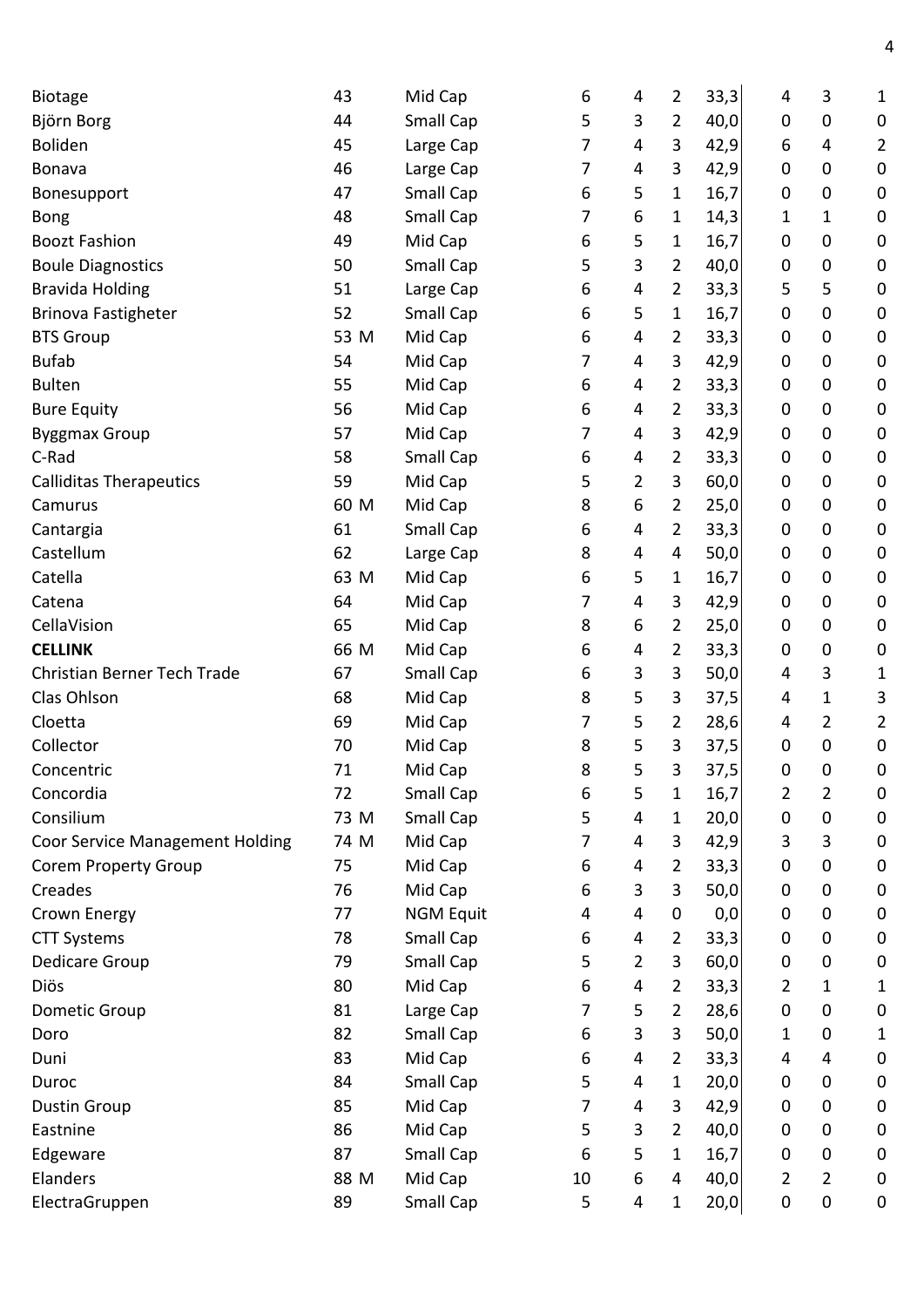| | | | | | | | | | |
|---|---|---|---|---|---|---|---|---|---|
| Biotage | 43 | Mid Cap | 6 | 4 | 2 | 33,3 | 4 | 3 | 1 |
| Björn Borg | 44 | Small Cap | 5 | 3 | 2 | 40,0 | 0 | 0 | 0 |
| Boliden | 45 | Large Cap | 7 | 4 | 3 | 42,9 | 6 | 4 | 2 |
| Bonava | 46 | Large Cap | 7 | 4 | 3 | 42,9 | 0 | 0 | 0 |
| Bonesupport | 47 | Small Cap | 6 | 5 | 1 | 16,7 | 0 | 0 | 0 |
| Bong | 48 | Small Cap | 7 | 6 | 1 | 14,3 | 1 | 1 | 0 |
| Boozt Fashion | 49 | Mid Cap | 6 | 5 | 1 | 16,7 | 0 | 0 | 0 |
| Boule Diagnostics | 50 | Small Cap | 5 | 3 | 2 | 40,0 | 0 | 0 | 0 |
| Bravida Holding | 51 | Large Cap | 6 | 4 | 2 | 33,3 | 5 | 5 | 0 |
| Brinova Fastigheter | 52 | Small Cap | 6 | 5 | 1 | 16,7 | 0 | 0 | 0 |
| BTS Group | 53 M | Mid Cap | 6 | 4 | 2 | 33,3 | 0 | 0 | 0 |
| Bufab | 54 | Mid Cap | 7 | 4 | 3 | 42,9 | 0 | 0 | 0 |
| Bulten | 55 | Mid Cap | 6 | 4 | 2 | 33,3 | 0 | 0 | 0 |
| Bure Equity | 56 | Mid Cap | 6 | 4 | 2 | 33,3 | 0 | 0 | 0 |
| Byggmax Group | 57 | Mid Cap | 7 | 4 | 3 | 42,9 | 0 | 0 | 0 |
| C-Rad | 58 | Small Cap | 6 | 4 | 2 | 33,3 | 0 | 0 | 0 |
| Calliditas Therapeutics | 59 | Mid Cap | 5 | 2 | 3 | 60,0 | 0 | 0 | 0 |
| Camurus | 60 M | Mid Cap | 8 | 6 | 2 | 25,0 | 0 | 0 | 0 |
| Cantargia | 61 | Small Cap | 6 | 4 | 2 | 33,3 | 0 | 0 | 0 |
| Castellum | 62 | Large Cap | 8 | 4 | 4 | 50,0 | 0 | 0 | 0 |
| Catella | 63 M | Mid Cap | 6 | 5 | 1 | 16,7 | 0 | 0 | 0 |
| Catena | 64 | Mid Cap | 7 | 4 | 3 | 42,9 | 0 | 0 | 0 |
| CellaVision | 65 | Mid Cap | 8 | 6 | 2 | 25,0 | 0 | 0 | 0 |
| **CELLINK** | 66 M | Mid Cap | 6 | 4 | 2 | 33,3 | 0 | 0 | 0 |
| Christian Berner Tech Trade | 67 | Small Cap | 6 | 3 | 3 | 50,0 | 4 | 3 | 1 |
| Clas Ohlson | 68 | Mid Cap | 8 | 5 | 3 | 37,5 | 4 | 1 | 3 |
| Cloetta | 69 | Mid Cap | 7 | 5 | 2 | 28,6 | 4 | 2 | 2 |
| Collector | 70 | Mid Cap | 8 | 5 | 3 | 37,5 | 0 | 0 | 0 |
| Concentric | 71 | Mid Cap | 8 | 5 | 3 | 37,5 | 0 | 0 | 0 |
| Concordia | 72 | Small Cap | 6 | 5 | 1 | 16,7 | 2 | 2 | 0 |
| Consilium | 73 M | Small Cap | 5 | 4 | 1 | 20,0 | 0 | 0 | 0 |
| Coor Service Management Holding | 74 M | Mid Cap | 7 | 4 | 3 | 42,9 | 3 | 3 | 0 |
| Corem Property Group | 75 | Mid Cap | 6 | 4 | 2 | 33,3 | 0 | 0 | 0 |
| Creades | 76 | Mid Cap | 6 | 3 | 3 | 50,0 | 0 | 0 | 0 |
| Crown Energy | 77 | NGM Equit | 4 | 4 | 0 | 0,0 | 0 | 0 | 0 |
| CTT Systems | 78 | Small Cap | 6 | 4 | 2 | 33,3 | 0 | 0 | 0 |
| Dedicare Group | 79 | Small Cap | 5 | 2 | 3 | 60,0 | 0 | 0 | 0 |
| Diös | 80 | Mid Cap | 6 | 4 | 2 | 33,3 | 2 | 1 | 1 |
| Dometic Group | 81 | Large Cap | 7 | 5 | 2 | 28,6 | 0 | 0 | 0 |
| Doro | 82 | Small Cap | 6 | 3 | 3 | 50,0 | 1 | 0 | 1 |
| Duni | 83 | Mid Cap | 6 | 4 | 2 | 33,3 | 4 | 4 | 0 |
| Duroc | 84 | Small Cap | 5 | 4 | 1 | 20,0 | 0 | 0 | 0 |
| Dustin Group | 85 | Mid Cap | 7 | 4 | 3 | 42,9 | 0 | 0 | 0 |
| Eastnine | 86 | Mid Cap | 5 | 3 | 2 | 40,0 | 0 | 0 | 0 |
| Edgeware | 87 | Small Cap | 6 | 5 | 1 | 16,7 | 0 | 0 | 0 |
| Elanders | 88 M | Mid Cap | 10 | 6 | 4 | 40,0 | 2 | 2 | 0 |
| ElectraGruppen | 89 | Small Cap | 5 | 4 | 1 | 20,0 | 0 | 0 | 0 |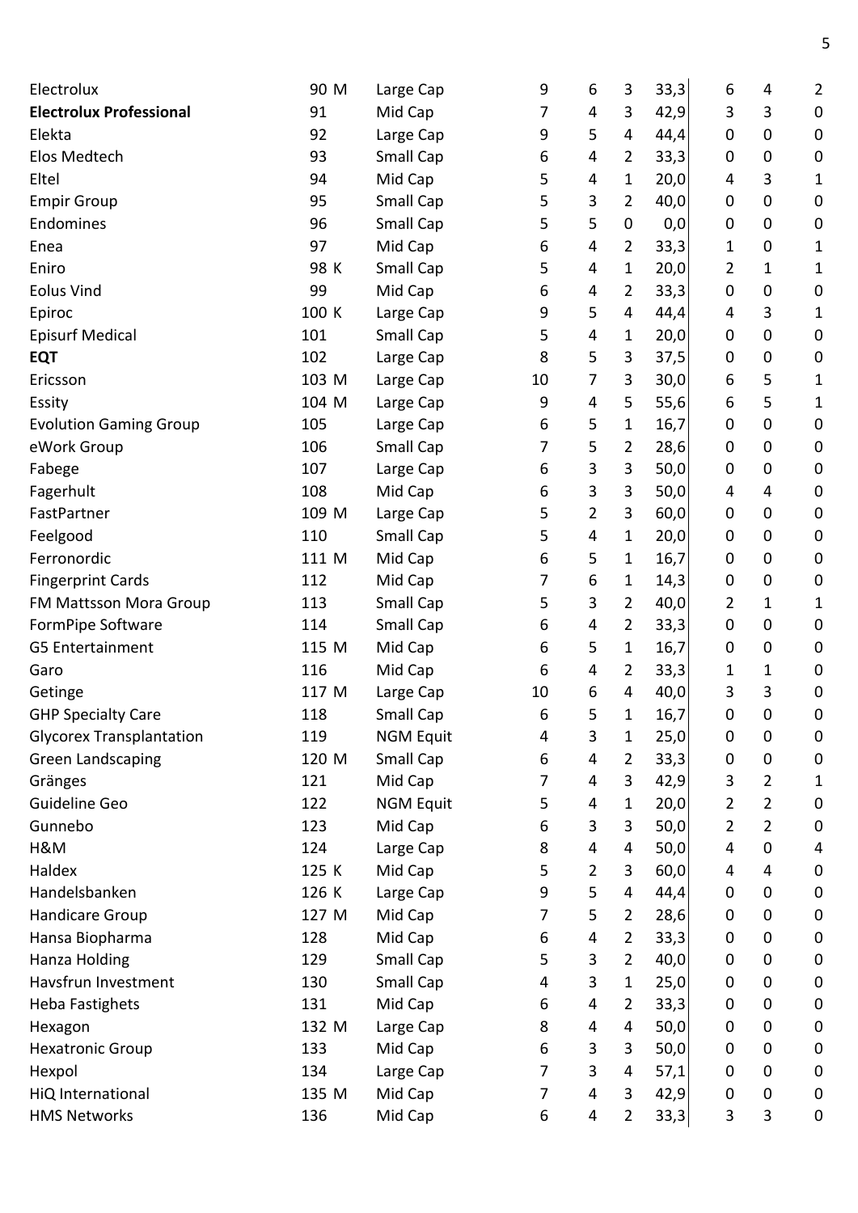| | | | | | | | | | |
|---|---|---|---|---|---|---|---|---|---|
| Electrolux | 90 M | Large Cap | 9 | 6 | 3 | 33,3 | 6 | 4 | 2 |
| **Electrolux Professional** | 91 | Mid Cap | 7 | 4 | 3 | 42,9 | 3 | 3 | 0 |
| Elekta | 92 | Large Cap | 9 | 5 | 4 | 44,4 | 0 | 0 | 0 |
| Elos Medtech | 93 | Small Cap | 6 | 4 | 2 | 33,3 | 0 | 0 | 0 |
| Eltel | 94 | Mid Cap | 5 | 4 | 1 | 20,0 | 4 | 3 | 1 |
| Empir Group | 95 | Small Cap | 5 | 3 | 2 | 40,0 | 0 | 0 | 0 |
| Endomines | 96 | Small Cap | 5 | 5 | 0 | 0,0 | 0 | 0 | 0 |
| Enea | 97 | Mid Cap | 6 | 4 | 2 | 33,3 | 1 | 0 | 1 |
| Eniro | 98 K | Small Cap | 5 | 4 | 1 | 20,0 | 2 | 1 | 1 |
| Eolus Vind | 99 | Mid Cap | 6 | 4 | 2 | 33,3 | 0 | 0 | 0 |
| Epiroc | 100 K | Large Cap | 9 | 5 | 4 | 44,4 | 4 | 3 | 1 |
| Episurf Medical | 101 | Small Cap | 5 | 4 | 1 | 20,0 | 0 | 0 | 0 |
| **EQT** | 102 | Large Cap | 8 | 5 | 3 | 37,5 | 0 | 0 | 0 |
| Ericsson | 103 M | Large Cap | 10 | 7 | 3 | 30,0 | 6 | 5 | 1 |
| Essity | 104 M | Large Cap | 9 | 4 | 5 | 55,6 | 6 | 5 | 1 |
| Evolution Gaming Group | 105 | Large Cap | 6 | 5 | 1 | 16,7 | 0 | 0 | 0 |
| eWork Group | 106 | Small Cap | 7 | 5 | 2 | 28,6 | 0 | 0 | 0 |
| Fabege | 107 | Large Cap | 6 | 3 | 3 | 50,0 | 0 | 0 | 0 |
| Fagerhult | 108 | Mid Cap | 6 | 3 | 3 | 50,0 | 4 | 4 | 0 |
| FastPartner | 109 M | Large Cap | 5 | 2 | 3 | 60,0 | 0 | 0 | 0 |
| Feelgood | 110 | Small Cap | 5 | 4 | 1 | 20,0 | 0 | 0 | 0 |
| Ferronordic | 111 M | Mid Cap | 6 | 5 | 1 | 16,7 | 0 | 0 | 0 |
| Fingerprint Cards | 112 | Mid Cap | 7 | 6 | 1 | 14,3 | 0 | 0 | 0 |
| FM Mattsson Mora Group | 113 | Small Cap | 5 | 3 | 2 | 40,0 | 2 | 1 | 1 |
| FormPipe Software | 114 | Small Cap | 6 | 4 | 2 | 33,3 | 0 | 0 | 0 |
| G5 Entertainment | 115 M | Mid Cap | 6 | 5 | 1 | 16,7 | 0 | 0 | 0 |
| Garo | 116 | Mid Cap | 6 | 4 | 2 | 33,3 | 1 | 1 | 0 |
| Getinge | 117 M | Large Cap | 10 | 6 | 4 | 40,0 | 3 | 3 | 0 |
| GHP Specialty Care | 118 | Small Cap | 6 | 5 | 1 | 16,7 | 0 | 0 | 0 |
| Glycorex Transplantation | 119 | NGM Equit | 4 | 3 | 1 | 25,0 | 0 | 0 | 0 |
| Green Landscaping | 120 M | Small Cap | 6 | 4 | 2 | 33,3 | 0 | 0 | 0 |
| Gränges | 121 | Mid Cap | 7 | 4 | 3 | 42,9 | 3 | 2 | 1 |
| Guideline Geo | 122 | NGM Equit | 5 | 4 | 1 | 20,0 | 2 | 2 | 0 |
| Gunnebo | 123 | Mid Cap | 6 | 3 | 3 | 50,0 | 2 | 2 | 0 |
| H&M | 124 | Large Cap | 8 | 4 | 4 | 50,0 | 4 | 0 | 4 |
| Haldex | 125 K | Mid Cap | 5 | 2 | 3 | 60,0 | 4 | 4 | 0 |
| Handelsbanken | 126 K | Large Cap | 9 | 5 | 4 | 44,4 | 0 | 0 | 0 |
| Handicare Group | 127 M | Mid Cap | 7 | 5 | 2 | 28,6 | 0 | 0 | 0 |
| Hansa Biopharma | 128 | Mid Cap | 6 | 4 | 2 | 33,3 | 0 | 0 | 0 |
| Hanza Holding | 129 | Small Cap | 5 | 3 | 2 | 40,0 | 0 | 0 | 0 |
| Havsfrun Investment | 130 | Small Cap | 4 | 3 | 1 | 25,0 | 0 | 0 | 0 |
| Heba Fastighets | 131 | Mid Cap | 6 | 4 | 2 | 33,3 | 0 | 0 | 0 |
| Hexagon | 132 M | Large Cap | 8 | 4 | 4 | 50,0 | 0 | 0 | 0 |
| Hexatronic Group | 133 | Mid Cap | 6 | 3 | 3 | 50,0 | 0 | 0 | 0 |
| Hexpol | 134 | Large Cap | 7 | 3 | 4 | 57,1 | 0 | 0 | 0 |
| HiQ International | 135 M | Mid Cap | 7 | 4 | 3 | 42,9 | 0 | 0 | 0 |
| HMS Networks | 136 | Mid Cap | 6 | 4 | 2 | 33,3 | 3 | 3 | 0 |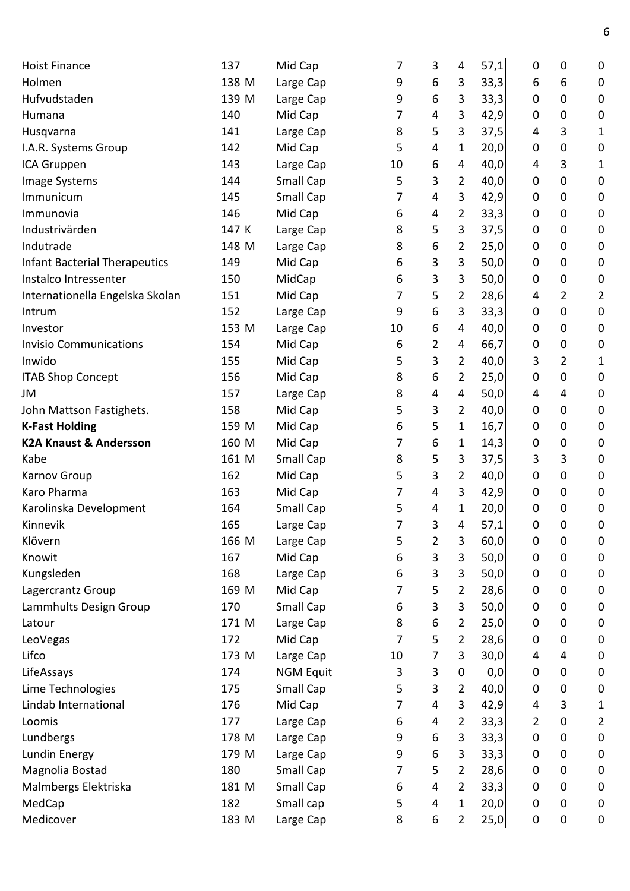| | | | | | | | | | |
|---|---|---|---|---|---|---|---|---|---|
| Hoist Finance | 137 | Mid Cap | 7 | 3 | 4 | 57,1 | 0 | 0 | 0 |
| Holmen | 138 M | Large Cap | 9 | 6 | 3 | 33,3 | 6 | 6 | 0 |
| Hufvudstaden | 139 M | Large Cap | 9 | 6 | 3 | 33,3 | 0 | 0 | 0 |
| Humana | 140 | Mid Cap | 7 | 4 | 3 | 42,9 | 0 | 0 | 0 |
| Husqvarna | 141 | Large Cap | 8 | 5 | 3 | 37,5 | 4 | 3 | 1 |
| I.A.R. Systems Group | 142 | Mid Cap | 5 | 4 | 1 | 20,0 | 0 | 0 | 0 |
| ICA Gruppen | 143 | Large Cap | 10 | 6 | 4 | 40,0 | 4 | 3 | 1 |
| Image Systems | 144 | Small Cap | 5 | 3 | 2 | 40,0 | 0 | 0 | 0 |
| Immunicum | 145 | Small Cap | 7 | 4 | 3 | 42,9 | 0 | 0 | 0 |
| Immunovia | 146 | Mid Cap | 6 | 4 | 2 | 33,3 | 0 | 0 | 0 |
| Industrivärden | 147 K | Large Cap | 8 | 5 | 3 | 37,5 | 0 | 0 | 0 |
| Indutrade | 148 M | Large Cap | 8 | 6 | 2 | 25,0 | 0 | 0 | 0 |
| Infant Bacterial Therapeutics | 149 | Mid Cap | 6 | 3 | 3 | 50,0 | 0 | 0 | 0 |
| Instalco Intressenter | 150 | MidCap | 6 | 3 | 3 | 50,0 | 0 | 0 | 0 |
| Internationella Engelska Skolan | 151 | Mid Cap | 7 | 5 | 2 | 28,6 | 4 | 2 | 2 |
| Intrum | 152 | Large Cap | 9 | 6 | 3 | 33,3 | 0 | 0 | 0 |
| Investor | 153 M | Large Cap | 10 | 6 | 4 | 40,0 | 0 | 0 | 0 |
| Invisio Communications | 154 | Mid Cap | 6 | 2 | 4 | 66,7 | 0 | 0 | 0 |
| Inwido | 155 | Mid Cap | 5 | 3 | 2 | 40,0 | 3 | 2 | 1 |
| ITAB Shop Concept | 156 | Mid Cap | 8 | 6 | 2 | 25,0 | 0 | 0 | 0 |
| JM | 157 | Large Cap | 8 | 4 | 4 | 50,0 | 4 | 4 | 0 |
| John Mattson Fastighets. | 158 | Mid Cap | 5 | 3 | 2 | 40,0 | 0 | 0 | 0 |
| **K-Fast Holding** | 159 M | Mid Cap | 6 | 5 | 1 | 16,7 | 0 | 0 | 0 |
| **K2A Knaust & Andersson** | 160 M | Mid Cap | 7 | 6 | 1 | 14,3 | 0 | 0 | 0 |
| Kabe | 161 M | Small Cap | 8 | 5 | 3 | 37,5 | 3 | 3 | 0 |
| Karnov Group | 162 | Mid Cap | 5 | 3 | 2 | 40,0 | 0 | 0 | 0 |
| Karo Pharma | 163 | Mid Cap | 7 | 4 | 3 | 42,9 | 0 | 0 | 0 |
| Karolinska Development | 164 | Small Cap | 5 | 4 | 1 | 20,0 | 0 | 0 | 0 |
| Kinnevik | 165 | Large Cap | 7 | 3 | 4 | 57,1 | 0 | 0 | 0 |
| Klövern | 166 M | Large Cap | 5 | 2 | 3 | 60,0 | 0 | 0 | 0 |
| Knowit | 167 | Mid Cap | 6 | 3 | 3 | 50,0 | 0 | 0 | 0 |
| Kungsleden | 168 | Large Cap | 6 | 3 | 3 | 50,0 | 0 | 0 | 0 |
| Lagercrantz Group | 169 M | Mid Cap | 7 | 5 | 2 | 28,6 | 0 | 0 | 0 |
| Lammhults Design Group | 170 | Small Cap | 6 | 3 | 3 | 50,0 | 0 | 0 | 0 |
| Latour | 171 M | Large Cap | 8 | 6 | 2 | 25,0 | 0 | 0 | 0 |
| LeoVegas | 172 | Mid Cap | 7 | 5 | 2 | 28,6 | 0 | 0 | 0 |
| Lifco | 173 M | Large Cap | 10 | 7 | 3 | 30,0 | 4 | 4 | 0 |
| LifeAssays | 174 | NGM Equit | 3 | 3 | 0 | 0,0 | 0 | 0 | 0 |
| Lime Technologies | 175 | Small Cap | 5 | 3 | 2 | 40,0 | 0 | 0 | 0 |
| Lindab International | 176 | Mid Cap | 7 | 4 | 3 | 42,9 | 4 | 3 | 1 |
| Loomis | 177 | Large Cap | 6 | 4 | 2 | 33,3 | 2 | 0 | 2 |
| Lundbergs | 178 M | Large Cap | 9 | 6 | 3 | 33,3 | 0 | 0 | 0 |
| Lundin Energy | 179 M | Large Cap | 9 | 6 | 3 | 33,3 | 0 | 0 | 0 |
| Magnolia Bostad | 180 | Small Cap | 7 | 5 | 2 | 28,6 | 0 | 0 | 0 |
| Malmbergs Elektriska | 181 M | Small Cap | 6 | 4 | 2 | 33,3 | 0 | 0 | 0 |
| MedCap | 182 | Small cap | 5 | 4 | 1 | 20,0 | 0 | 0 | 0 |
| Medicover | 183 M | Large Cap | 8 | 6 | 2 | 25,0 | 0 | 0 | 0 |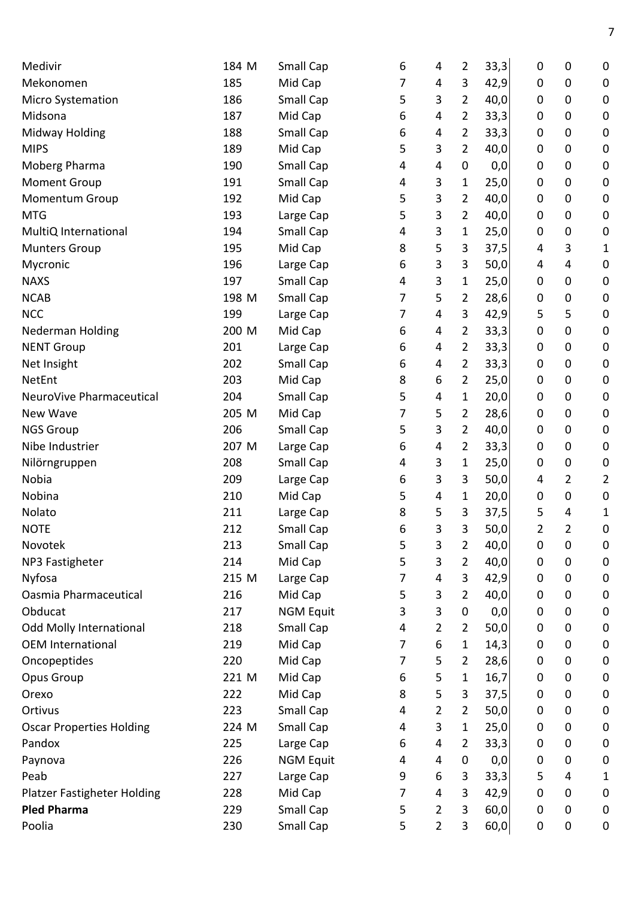| | | | | | | | | | |
|---|---|---|---|---|---|---|---|---|---|
| Medivir | 184 M | Small Cap | 6 | 4 | 2 | 33,3 | 0 | 0 | 0 |
| Mekonomen | 185 | Mid Cap | 7 | 4 | 3 | 42,9 | 0 | 0 | 0 |
| Micro Systemation | 186 | Small Cap | 5 | 3 | 2 | 40,0 | 0 | 0 | 0 |
| Midsona | 187 | Mid Cap | 6 | 4 | 2 | 33,3 | 0 | 0 | 0 |
| Midway Holding | 188 | Small Cap | 6 | 4 | 2 | 33,3 | 0 | 0 | 0 |
| MIPS | 189 | Mid Cap | 5 | 3 | 2 | 40,0 | 0 | 0 | 0 |
| Moberg Pharma | 190 | Small Cap | 4 | 4 | 0 | 0,0 | 0 | 0 | 0 |
| Moment Group | 191 | Small Cap | 4 | 3 | 1 | 25,0 | 0 | 0 | 0 |
| Momentum Group | 192 | Mid Cap | 5 | 3 | 2 | 40,0 | 0 | 0 | 0 |
| MTG | 193 | Large Cap | 5 | 3 | 2 | 40,0 | 0 | 0 | 0 |
| MultiQ International | 194 | Small Cap | 4 | 3 | 1 | 25,0 | 0 | 0 | 0 |
| Munters Group | 195 | Mid Cap | 8 | 5 | 3 | 37,5 | 4 | 3 | 1 |
| Mycronic | 196 | Large Cap | 6 | 3 | 3 | 50,0 | 4 | 4 | 0 |
| NAXS | 197 | Small Cap | 4 | 3 | 1 | 25,0 | 0 | 0 | 0 |
| NCAB | 198 M | Small Cap | 7 | 5 | 2 | 28,6 | 0 | 0 | 0 |
| NCC | 199 | Large Cap | 7 | 4 | 3 | 42,9 | 5 | 5 | 0 |
| Nederman Holding | 200 M | Mid Cap | 6 | 4 | 2 | 33,3 | 0 | 0 | 0 |
| NENT Group | 201 | Large Cap | 6 | 4 | 2 | 33,3 | 0 | 0 | 0 |
| Net Insight | 202 | Small Cap | 6 | 4 | 2 | 33,3 | 0 | 0 | 0 |
| NetEnt | 203 | Mid Cap | 8 | 6 | 2 | 25,0 | 0 | 0 | 0 |
| NeuroVive Pharmaceutical | 204 | Small Cap | 5 | 4 | 1 | 20,0 | 0 | 0 | 0 |
| New Wave | 205 M | Mid Cap | 7 | 5 | 2 | 28,6 | 0 | 0 | 0 |
| NGS Group | 206 | Small Cap | 5 | 3 | 2 | 40,0 | 0 | 0 | 0 |
| Nibe Industrier | 207 M | Large Cap | 6 | 4 | 2 | 33,3 | 0 | 0 | 0 |
| Nilörngruppen | 208 | Small Cap | 4 | 3 | 1 | 25,0 | 0 | 0 | 0 |
| Nobia | 209 | Large Cap | 6 | 3 | 3 | 50,0 | 4 | 2 | 2 |
| Nobina | 210 | Mid Cap | 5 | 4 | 1 | 20,0 | 0 | 0 | 0 |
| Nolato | 211 | Large Cap | 8 | 5 | 3 | 37,5 | 5 | 4 | 1 |
| NOTE | 212 | Small Cap | 6 | 3 | 3 | 50,0 | 2 | 2 | 0 |
| Novotek | 213 | Small Cap | 5 | 3 | 2 | 40,0 | 0 | 0 | 0 |
| NP3 Fastigheter | 214 | Mid Cap | 5 | 3 | 2 | 40,0 | 0 | 0 | 0 |
| Nyfosa | 215 M | Large Cap | 7 | 4 | 3 | 42,9 | 0 | 0 | 0 |
| Oasmia Pharmaceutical | 216 | Mid Cap | 5 | 3 | 2 | 40,0 | 0 | 0 | 0 |
| Obducat | 217 | NGM Equit | 3 | 3 | 0 | 0,0 | 0 | 0 | 0 |
| Odd Molly International | 218 | Small Cap | 4 | 2 | 2 | 50,0 | 0 | 0 | 0 |
| OEM International | 219 | Mid Cap | 7 | 6 | 1 | 14,3 | 0 | 0 | 0 |
| Oncopeptides | 220 | Mid Cap | 7 | 5 | 2 | 28,6 | 0 | 0 | 0 |
| Opus Group | 221 M | Mid Cap | 6 | 5 | 1 | 16,7 | 0 | 0 | 0 |
| Orexo | 222 | Mid Cap | 8 | 5 | 3 | 37,5 | 0 | 0 | 0 |
| Ortivus | 223 | Small Cap | 4 | 2 | 2 | 50,0 | 0 | 0 | 0 |
| Oscar Properties Holding | 224 M | Small Cap | 4 | 3 | 1 | 25,0 | 0 | 0 | 0 |
| Pandox | 225 | Large Cap | 6 | 4 | 2 | 33,3 | 0 | 0 | 0 |
| Paynova | 226 | NGM Equit | 4 | 4 | 0 | 0,0 | 0 | 0 | 0 |
| Peab | 227 | Large Cap | 9 | 6 | 3 | 33,3 | 5 | 4 | 1 |
| Platzer Fastigheter Holding | 228 | Mid Cap | 7 | 4 | 3 | 42,9 | 0 | 0 | 0 |
| **Pled Pharma** | 229 | Small Cap | 5 | 2 | 3 | 60,0 | 0 | 0 | 0 |
| Poolia | 230 | Small Cap | 5 | 2 | 3 | 60,0 | 0 | 0 | 0 |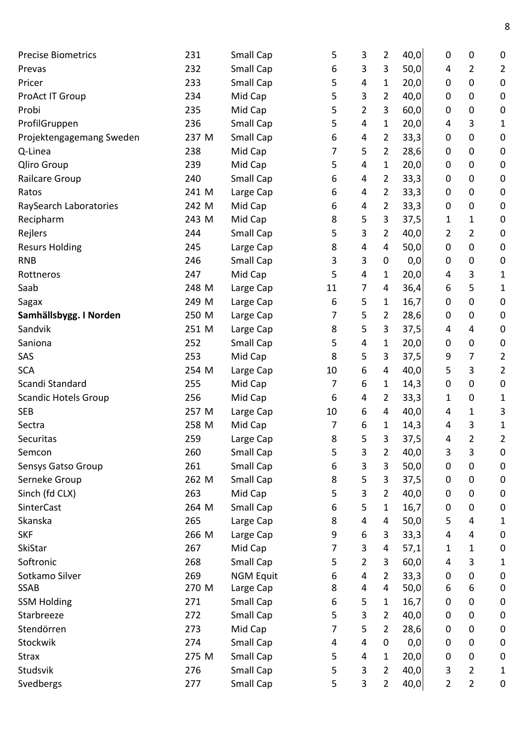| | | | | | | | | | |
|---|---|---|---|---|---|---|---|---|---|
| Precise Biometrics | 231 | Small Cap | 5 | 3 | 2 | 40,0 | 0 | 0 | 0 |
| Prevas | 232 | Small Cap | 6 | 3 | 3 | 50,0 | 4 | 2 | 2 |
| Pricer | 233 | Small Cap | 5 | 4 | 1 | 20,0 | 0 | 0 | 0 |
| ProAct IT Group | 234 | Mid Cap | 5 | 3 | 2 | 40,0 | 0 | 0 | 0 |
| Probi | 235 | Mid Cap | 5 | 2 | 3 | 60,0 | 0 | 0 | 0 |
| ProfilGruppen | 236 | Small Cap | 5 | 4 | 1 | 20,0 | 4 | 3 | 1 |
| Projektengagemang Sweden | 237 M | Small Cap | 6 | 4 | 2 | 33,3 | 0 | 0 | 0 |
| Q-Linea | 238 | Mid Cap | 7 | 5 | 2 | 28,6 | 0 | 0 | 0 |
| Qliro Group | 239 | Mid Cap | 5 | 4 | 1 | 20,0 | 0 | 0 | 0 |
| Railcare Group | 240 | Small Cap | 6 | 4 | 2 | 33,3 | 0 | 0 | 0 |
| Ratos | 241 M | Large Cap | 6 | 4 | 2 | 33,3 | 0 | 0 | 0 |
| RaySearch Laboratories | 242 M | Mid Cap | 6 | 4 | 2 | 33,3 | 0 | 0 | 0 |
| Recipharm | 243 M | Mid Cap | 8 | 5 | 3 | 37,5 | 1 | 1 | 0 |
| Rejlers | 244 | Small Cap | 5 | 3 | 2 | 40,0 | 2 | 2 | 0 |
| Resurs Holding | 245 | Large Cap | 8 | 4 | 4 | 50,0 | 0 | 0 | 0 |
| RNB | 246 | Small Cap | 3 | 3 | 0 | 0,0 | 0 | 0 | 0 |
| Rottneros | 247 | Mid Cap | 5 | 4 | 1 | 20,0 | 4 | 3 | 1 |
| Saab | 248 M | Large Cap | 11 | 7 | 4 | 36,4 | 6 | 5 | 1 |
| Sagax | 249 M | Large Cap | 6 | 5 | 1 | 16,7 | 0 | 0 | 0 |
| **Samhällsbygg. I Norden** | 250 M | Large Cap | 7 | 5 | 2 | 28,6 | 0 | 0 | 0 |
| Sandvik | 251 M | Large Cap | 8 | 5 | 3 | 37,5 | 4 | 4 | 0 |
| Saniona | 252 | Small Cap | 5 | 4 | 1 | 20,0 | 0 | 0 | 0 |
| SAS | 253 | Mid Cap | 8 | 5 | 3 | 37,5 | 9 | 7 | 2 |
| SCA | 254 M | Large Cap | 10 | 6 | 4 | 40,0 | 5 | 3 | 2 |
| Scandi Standard | 255 | Mid Cap | 7 | 6 | 1 | 14,3 | 0 | 0 | 0 |
| Scandic Hotels Group | 256 | Mid Cap | 6 | 4 | 2 | 33,3 | 1 | 0 | 1 |
| SEB | 257 M | Large Cap | 10 | 6 | 4 | 40,0 | 4 | 1 | 3 |
| Sectra | 258 M | Mid Cap | 7 | 6 | 1 | 14,3 | 4 | 3 | 1 |
| Securitas | 259 | Large Cap | 8 | 5 | 3 | 37,5 | 4 | 2 | 2 |
| Semcon | 260 | Small Cap | 5 | 3 | 2 | 40,0 | 3 | 3 | 0 |
| Sensys Gatso Group | 261 | Small Cap | 6 | 3 | 3 | 50,0 | 0 | 0 | 0 |
| Serneke Group | 262 M | Small Cap | 8 | 5 | 3 | 37,5 | 0 | 0 | 0 |
| Sinch (fd CLX) | 263 | Mid Cap | 5 | 3 | 2 | 40,0 | 0 | 0 | 0 |
| SinterCast | 264 M | Small Cap | 6 | 5 | 1 | 16,7 | 0 | 0 | 0 |
| Skanska | 265 | Large Cap | 8 | 4 | 4 | 50,0 | 5 | 4 | 1 |
| SKF | 266 M | Large Cap | 9 | 6 | 3 | 33,3 | 4 | 4 | 0 |
| SkiStar | 267 | Mid Cap | 7 | 3 | 4 | 57,1 | 1 | 1 | 0 |
| Softronic | 268 | Small Cap | 5 | 2 | 3 | 60,0 | 4 | 3 | 1 |
| Sotkamo Silver | 269 | NGM Equit | 6 | 4 | 2 | 33,3 | 0 | 0 | 0 |
| SSAB | 270 M | Large Cap | 8 | 4 | 4 | 50,0 | 6 | 6 | 0 |
| SSM Holding | 271 | Small Cap | 6 | 5 | 1 | 16,7 | 0 | 0 | 0 |
| Starbreeze | 272 | Small Cap | 5 | 3 | 2 | 40,0 | 0 | 0 | 0 |
| Stendörren | 273 | Mid Cap | 7 | 5 | 2 | 28,6 | 0 | 0 | 0 |
| Stockwik | 274 | Small Cap | 4 | 4 | 0 | 0,0 | 0 | 0 | 0 |
| Strax | 275 M | Small Cap | 5 | 4 | 1 | 20,0 | 0 | 0 | 0 |
| Studsvik | 276 | Small Cap | 5 | 3 | 2 | 40,0 | 3 | 2 | 1 |
| Svedbergs | 277 | Small Cap | 5 | 3 | 2 | 40,0 | 2 | 2 | 0 |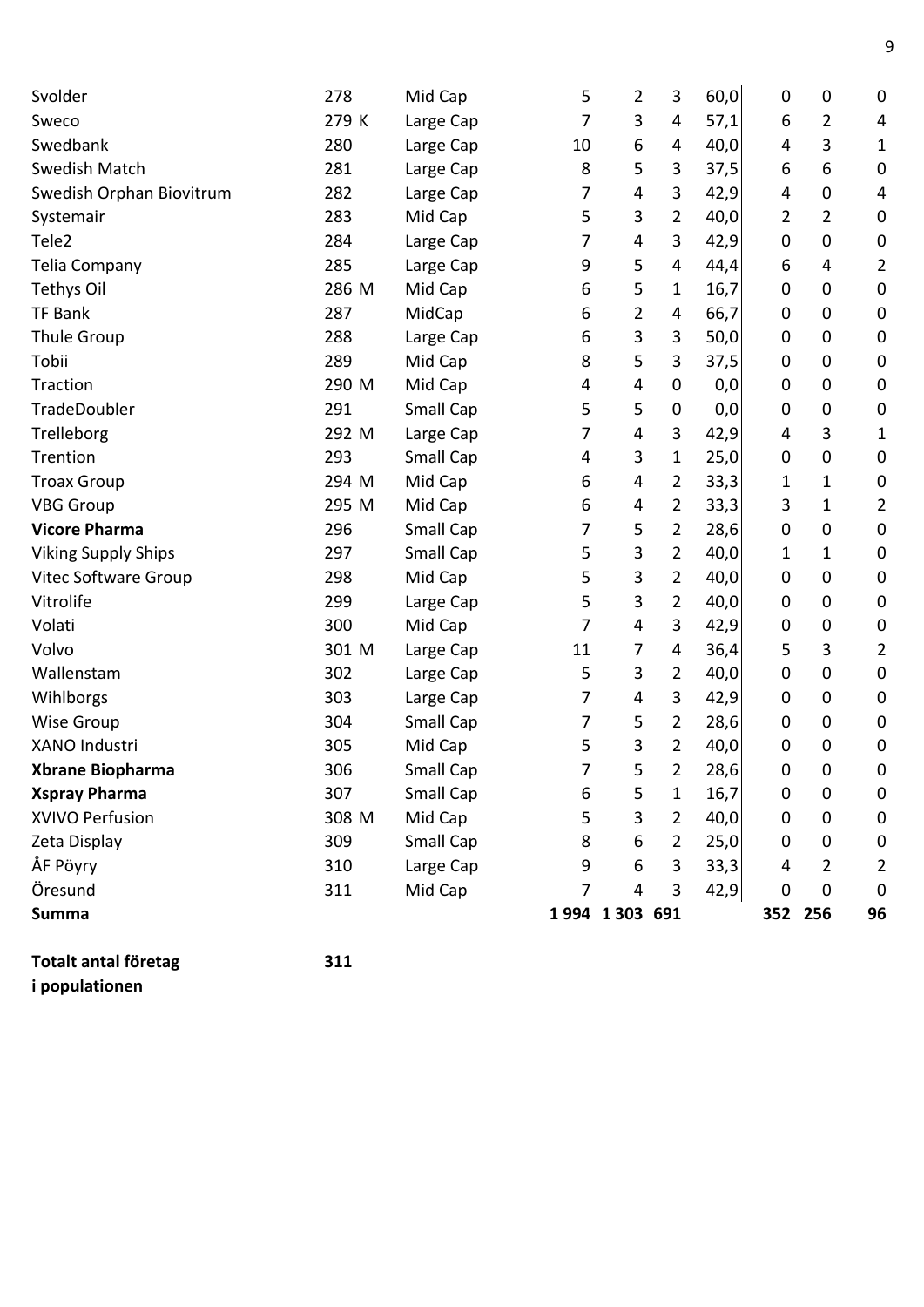| | | | | | | | | | |
|---|---|---|---|---|---|---|---|---|---|
| Svolder | 278 | Mid Cap | 5 | 2 | 3 | 60,0 | 0 | 0 | 0 |
| Sweco | 279 K | Large Cap | 7 | 3 | 4 | 57,1 | 6 | 2 | 4 |
| Swedbank | 280 | Large Cap | 10 | 6 | 4 | 40,0 | 4 | 3 | 1 |
| Swedish Match | 281 | Large Cap | 8 | 5 | 3 | 37,5 | 6 | 6 | 0 |
| Swedish Orphan Biovitrum | 282 | Large Cap | 7 | 4 | 3 | 42,9 | 4 | 0 | 4 |
| Systemair | 283 | Mid Cap | 5 | 3 | 2 | 40,0 | 2 | 2 | 0 |
| Tele2 | 284 | Large Cap | 7 | 4 | 3 | 42,9 | 0 | 0 | 0 |
| Telia Company | 285 | Large Cap | 9 | 5 | 4 | 44,4 | 6 | 4 | 2 |
| Tethys Oil | 286 M | Mid Cap | 6 | 5 | 1 | 16,7 | 0 | 0 | 0 |
| TF Bank | 287 | MidCap | 6 | 2 | 4 | 66,7 | 0 | 0 | 0 |
| Thule Group | 288 | Large Cap | 6 | 3 | 3 | 50,0 | 0 | 0 | 0 |
| Tobii | 289 | Mid Cap | 8 | 5 | 3 | 37,5 | 0 | 0 | 0 |
| Traction | 290 M | Mid Cap | 4 | 4 | 0 | 0,0 | 0 | 0 | 0 |
| TradeDoubler | 291 | Small Cap | 5 | 5 | 0 | 0,0 | 0 | 0 | 0 |
| Trelleborg | 292 M | Large Cap | 7 | 4 | 3 | 42,9 | 4 | 3 | 1 |
| Trention | 293 | Small Cap | 4 | 3 | 1 | 25,0 | 0 | 0 | 0 |
| Troax Group | 294 M | Mid Cap | 6 | 4 | 2 | 33,3 | 1 | 1 | 0 |
| VBG Group | 295 M | Mid Cap | 6 | 4 | 2 | 33,3 | 3 | 1 | 2 |
| **Vicore Pharma** | 296 | Small Cap | 7 | 5 | 2 | 28,6 | 0 | 0 | 0 |
| Viking Supply Ships | 297 | Small Cap | 5 | 3 | 2 | 40,0 | 1 | 1 | 0 |
| Vitec Software Group | 298 | Mid Cap | 5 | 3 | 2 | 40,0 | 0 | 0 | 0 |
| Vitrolife | 299 | Large Cap | 5 | 3 | 2 | 40,0 | 0 | 0 | 0 |
| Volati | 300 | Mid Cap | 7 | 4 | 3 | 42,9 | 0 | 0 | 0 |
| Volvo | 301 M | Large Cap | 11 | 7 | 4 | 36,4 | 5 | 3 | 2 |
| Wallenstam | 302 | Large Cap | 5 | 3 | 2 | 40,0 | 0 | 0 | 0 |
| Wihlborgs | 303 | Large Cap | 7 | 4 | 3 | 42,9 | 0 | 0 | 0 |
| Wise Group | 304 | Small Cap | 7 | 5 | 2 | 28,6 | 0 | 0 | 0 |
| XANO Industri | 305 | Mid Cap | 5 | 3 | 2 | 40,0 | 0 | 0 | 0 |
| **Xbrane Biopharma** | 306 | Small Cap | 7 | 5 | 2 | 28,6 | 0 | 0 | 0 |
| **Xspray Pharma** | 307 | Small Cap | 6 | 5 | 1 | 16,7 | 0 | 0 | 0 |
| XVIVO Perfusion | 308 M | Mid Cap | 5 | 3 | 2 | 40,0 | 0 | 0 | 0 |
| Zeta Display | 309 | Small Cap | 8 | 6 | 2 | 25,0 | 0 | 0 | 0 |
| ÅF Pöyry | 310 | Large Cap | 9 | 6 | 3 | 33,3 | 4 | 2 | 2 |
| Öresund | 311 | Mid Cap | 7 | 4 | 3 | 42,9 | 0 | 0 | 0 |
| **Summa** | | | **1 994** | **1 303** | **691** | | **352** | **256** | **96** |

**Totalt antal företag i populationen** **311**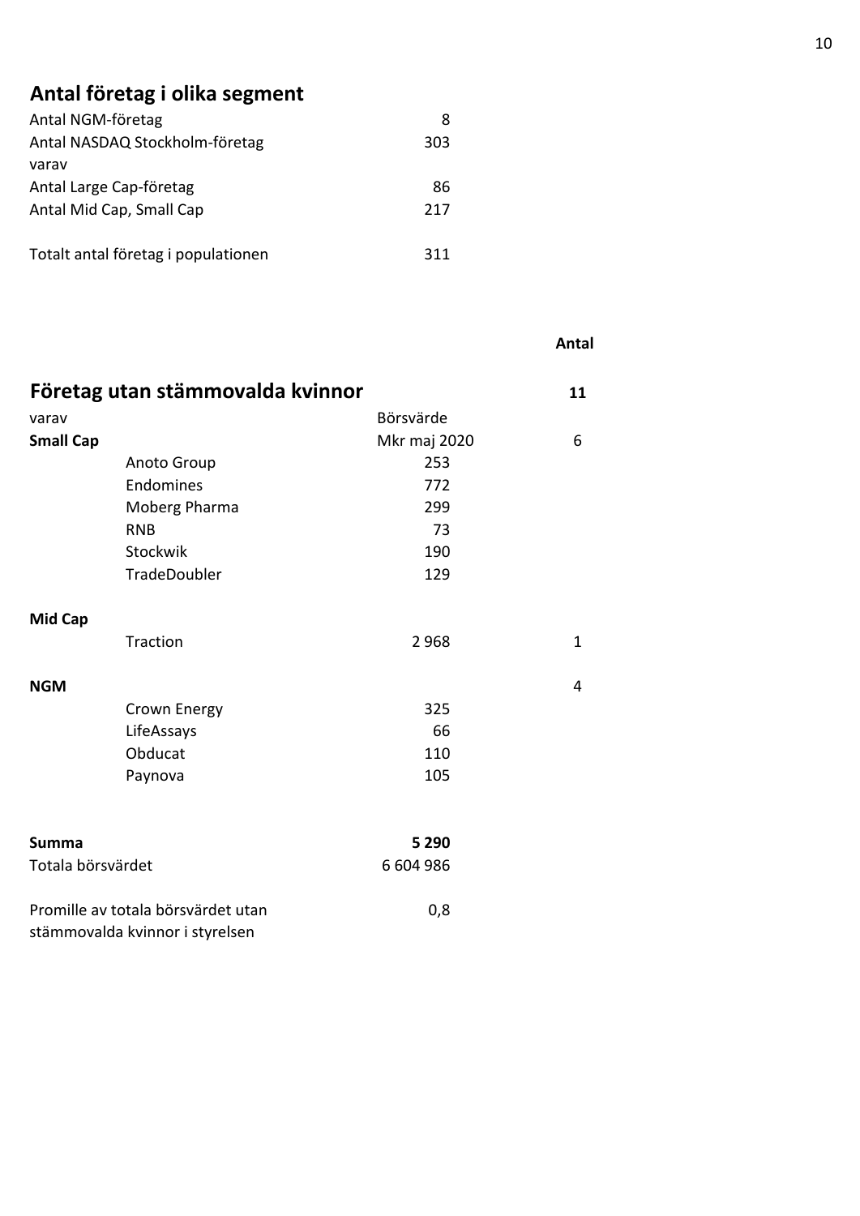## Antal företag i olika segment

| | |
|---|---|
| Antal NGM-företag | 8 |
| Antal NASDAQ Stockholm-företag | 303 |
| varav | |
| Antal Large Cap-företag | 86 |
| Antal Mid Cap, Small Cap | 217 |
| | |
| Totalt antal företag i populationen | 311 |

## Företag utan stämmovalda kvinnor

| | | | Antal |
|---|---|---|---|
| **Företag utan stämmovalda kvinnor** | | | **11** |
| varav | | Börsvärde | |
| **Small Cap** | | Mkr maj 2020 | 6 |
| | Anoto Group | 253 | |
| | Endomines | 772 | |
| | Moberg Pharma | 299 | |
| | RNB | 73 | |
| | Stockwik | 190 | |
| | TradeDoubler | 129 | |
| **Mid Cap** | | | |
| | Traction | 2 968 | 1 |
| **NGM** | | | 4 |
| | Crown Energy | 325 | |
| | LifeAssays | 66 | |
| | Obducat | 110 | |
| | Paynova | 105 | |
| **Summa** | | **5 290** | |
| Totala börsvärdet | | 6 604 986 | |
| Promille av totala börsvärdet utan stämmovalda kvinnor i styrelsen | | 0,8 | |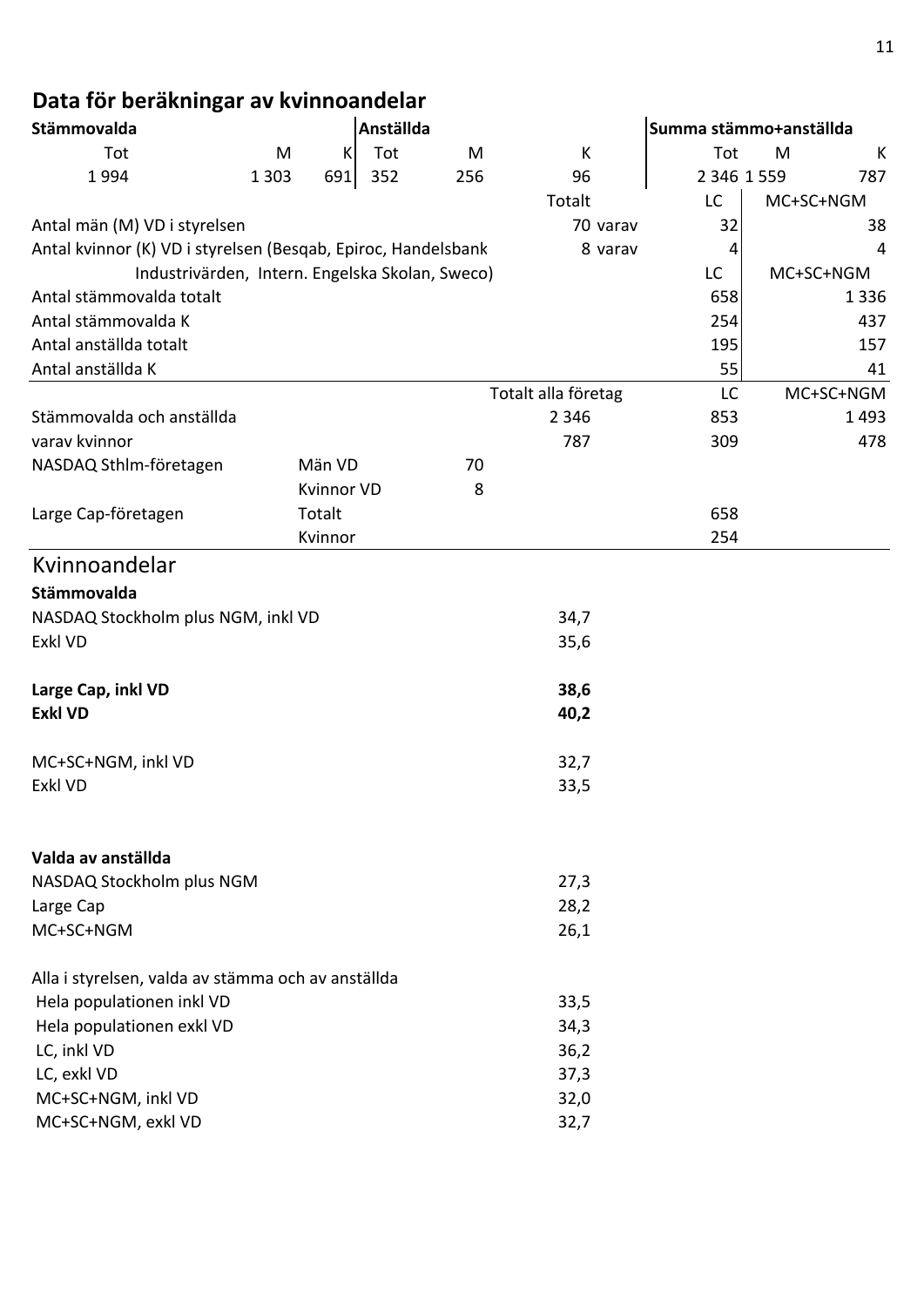## Data för beräkningar av kvinnoandelar

| Stämmovalda | | | Anställda | | | Summa stämmo+anställda | | |
|---|---|---|---|---|---|---|---|---|
| Tot | M | K | Tot | M | K | Tot | M | K |
| 1 994 | 1 303 | 691 | 352 | 256 | 96 | 2 346 | 1 559 | 787 |

| | Totalt | | LC | MC+SC+NGM |
|---|---|---|---|---|
| Antal män (M) VD i styrelsen | 70 | varav | 32 | 38 |
| Antal kvinnor (K) VD i styrelsen (Besqab, Epiroc, Handelsbank Industrivärden, Intern. Engelska Skolan, Sweco) | 8 | varav | 4 | 4 |

| | LC | MC+SC+NGM |
|---|---|---|
| Antal stämmovalda totalt | 658 | 1 336 |
| Antal stämmovalda K | 254 | 437 |
| Antal anställda totalt | 195 | 157 |
| Antal anställda K | 55 | 41 |

| | | | Totalt alla företag | LC | MC+SC+NGM |
|---|---|---|---|---|---|
| Stämmovalda och anställda | | | 2 346 | 853 | 1 493 |
| varav kvinnor | | | 787 | 309 | 478 |
| NASDAQ Sthlm-företagen | Män VD | 70 | | | |
| | Kvinnor VD | 8 | | | |
| Large Cap-företagen | Totalt | | | 658 | |
| | Kvinnor | | | 254 | |

## Kvinnoandelar

**Stämmovalda**

| | |
|---|---|
| NASDAQ Stockholm plus NGM, inkl VD | 34,7 |
| Exkl VD | 35,6 |
| **Large Cap, inkl VD** | **38,6** |
| **Exkl VD** | **40,2** |
| MC+SC+NGM, inkl VD | 32,7 |
| Exkl VD | 33,5 |

**Valda av anställda**

| | |
|---|---|
| NASDAQ Stockholm plus NGM | 27,3 |
| Large Cap | 28,2 |
| MC+SC+NGM | 26,1 |

Alla i styrelsen, valda av stämma och av anställda

| | |
|---|---|
| Hela populationen inkl VD | 33,5 |
| Hela populationen exkl VD | 34,3 |
| LC, inkl VD | 36,2 |
| LC, exkl VD | 37,3 |
| MC+SC+NGM, inkl VD | 32,0 |
| MC+SC+NGM, exkl VD | 32,7 |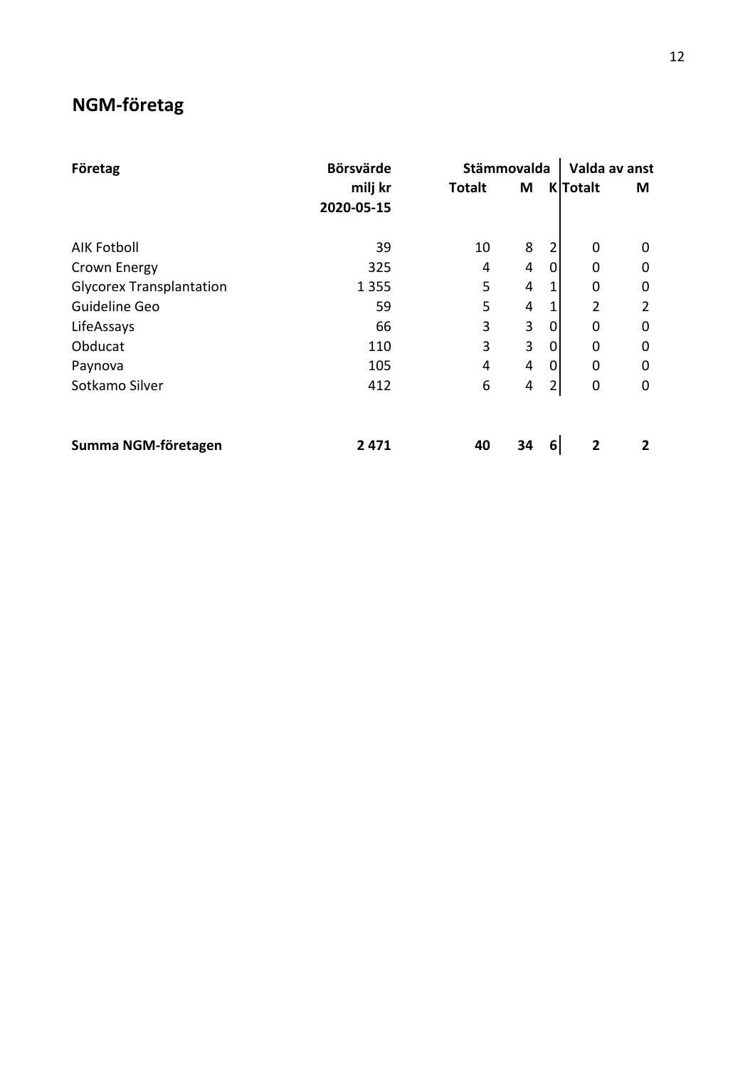## NGM-företag

| Företag | Börsvärde milj kr 2020-05-15 | Stämmovalda | | | Valda av anst | |
|---|---|---|---|---|---|---|
| | | Totalt | M | K | Totalt | M |
| AIK Fotboll | 39 | 10 | 8 | 2 | 0 | 0 |
| Crown Energy | 325 | 4 | 4 | 0 | 0 | 0 |
| Glycorex Transplantation | 1 355 | 5 | 4 | 1 | 0 | 0 |
| Guideline Geo | 59 | 5 | 4 | 1 | 2 | 2 |
| LifeAssays | 66 | 3 | 3 | 0 | 0 | 0 |
| Obducat | 110 | 3 | 3 | 0 | 0 | 0 |
| Paynova | 105 | 4 | 4 | 0 | 0 | 0 |
| Sotkamo Silver | 412 | 6 | 4 | 2 | 0 | 0 |
| **Summa NGM-företagen** | **2 471** | **40** | **34** | **6** | **2** | **2** |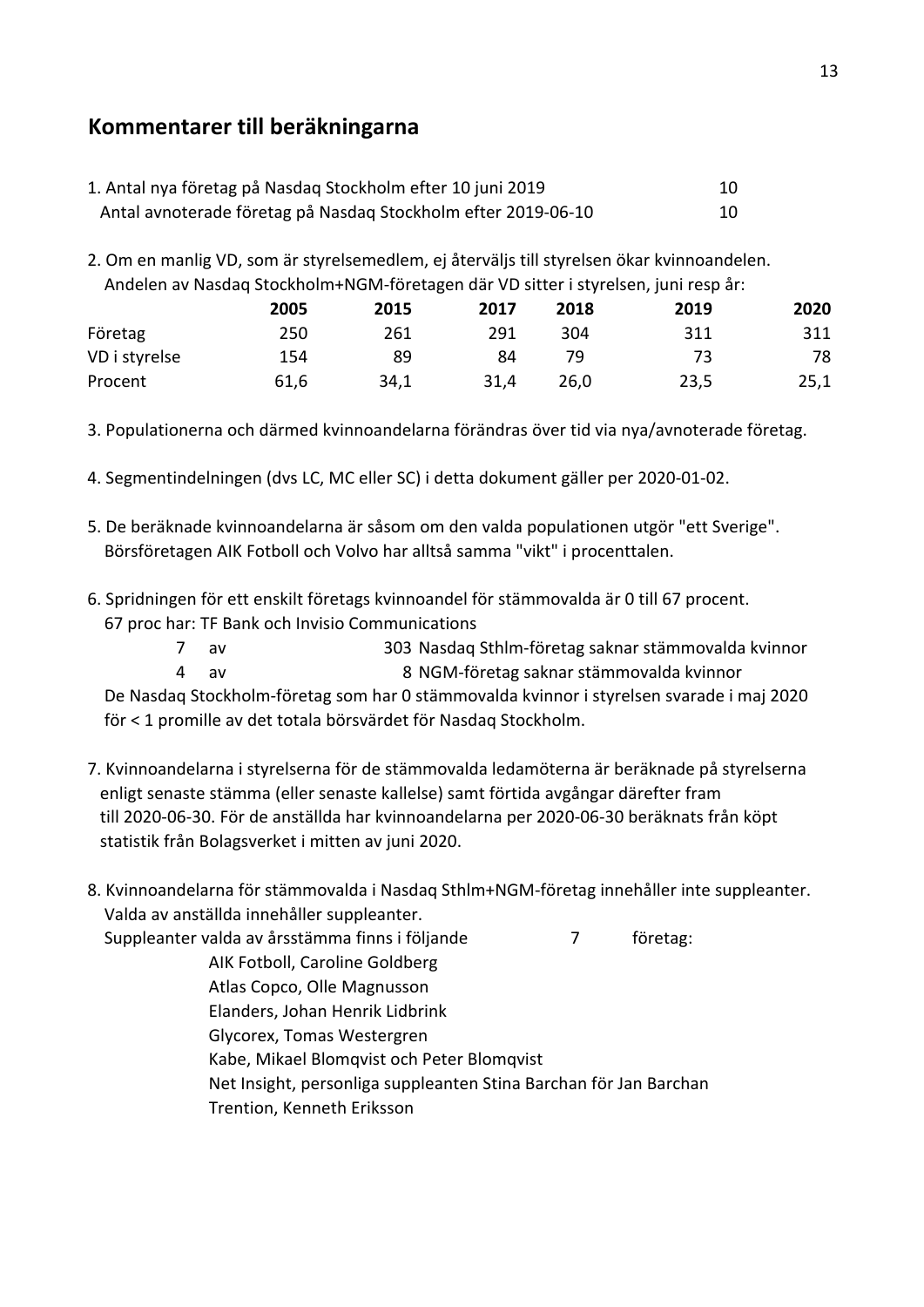## Kommentarer till beräkningarna

1. Antal nya företag på Nasdaq Stockholm efter 10 juni 2019 10
   Antal avnoterade företag på Nasdaq Stockholm efter 2019-06-10 10

2. Om en manlig VD, som är styrelsemedlem, ej återväljs till styrelsen ökar kvinnoandelen.
   Andelen av Nasdaq Stockholm+NGM-företagen där VD sitter i styrelsen, juni resp år:

| | 2005 | 2015 | 2017 | 2018 | 2019 | 2020 |
|---|---|---|---|---|---|---|
| Företag | 250 | 261 | 291 | 304 | 311 | 311 |
| VD i styrelse | 154 | 89 | 84 | 79 | 73 | 78 |
| Procent | 61,6 | 34,1 | 31,4 | 26,0 | 23,5 | 25,1 |

3. Populationerna och därmed kvinnoandelarna förändras över tid via nya/avnoterade företag.

4. Segmentindelningen (dvs LC, MC eller SC) i detta dokument gäller per 2020-01-02.

5. De beräknade kvinnoandelarna är såsom om den valda populationen utgör "ett Sverige".
   Börsföretagen AIK Fotboll och Volvo har alltså samma "vikt" i procenttalen.

6. Spridningen för ett enskilt företags kvinnoandel för stämmovalda är 0 till 67 procent.
   67 proc har: TF Bank och Invisio Communications
   7 av 303 Nasdaq Sthlm-företag saknar stämmovalda kvinnor
   4 av 8 NGM-företag saknar stämmovalda kvinnor
   De Nasdaq Stockholm-företag som har 0 stämmovalda kvinnor i styrelsen svarade i maj 2020 för < 1 promille av det totala börsvärdet för Nasdaq Stockholm.

7. Kvinnoandelarna i styrelserna för de stämmovalda ledamöterna är beräknade på styrelserna enligt senaste stämma (eller senaste kallelse) samt förtida avgångar därefter fram till 2020-06-30. För de anställda har kvinnoandelarna per 2020-06-30 beräknats från köpt statistik från Bolagsverket i mitten av juni 2020.

8. Kvinnoandelarna för stämmovalda i Nasdaq Sthlm+NGM-företag innehåller inte suppleanter.
   Valda av anställda innehåller suppleanter.
   Suppleanter valda av årsstämma finns i följande 7 företag:
   - AIK Fotboll, Caroline Goldberg
   - Atlas Copco, Olle Magnusson
   - Elanders, Johan Henrik Lidbrink
   - Glycorex, Tomas Westergren
   - Kabe, Mikael Blomqvist och Peter Blomqvist
   - Net Insight, personliga suppleanten Stina Barchan för Jan Barchan
   - Trention, Kenneth Eriksson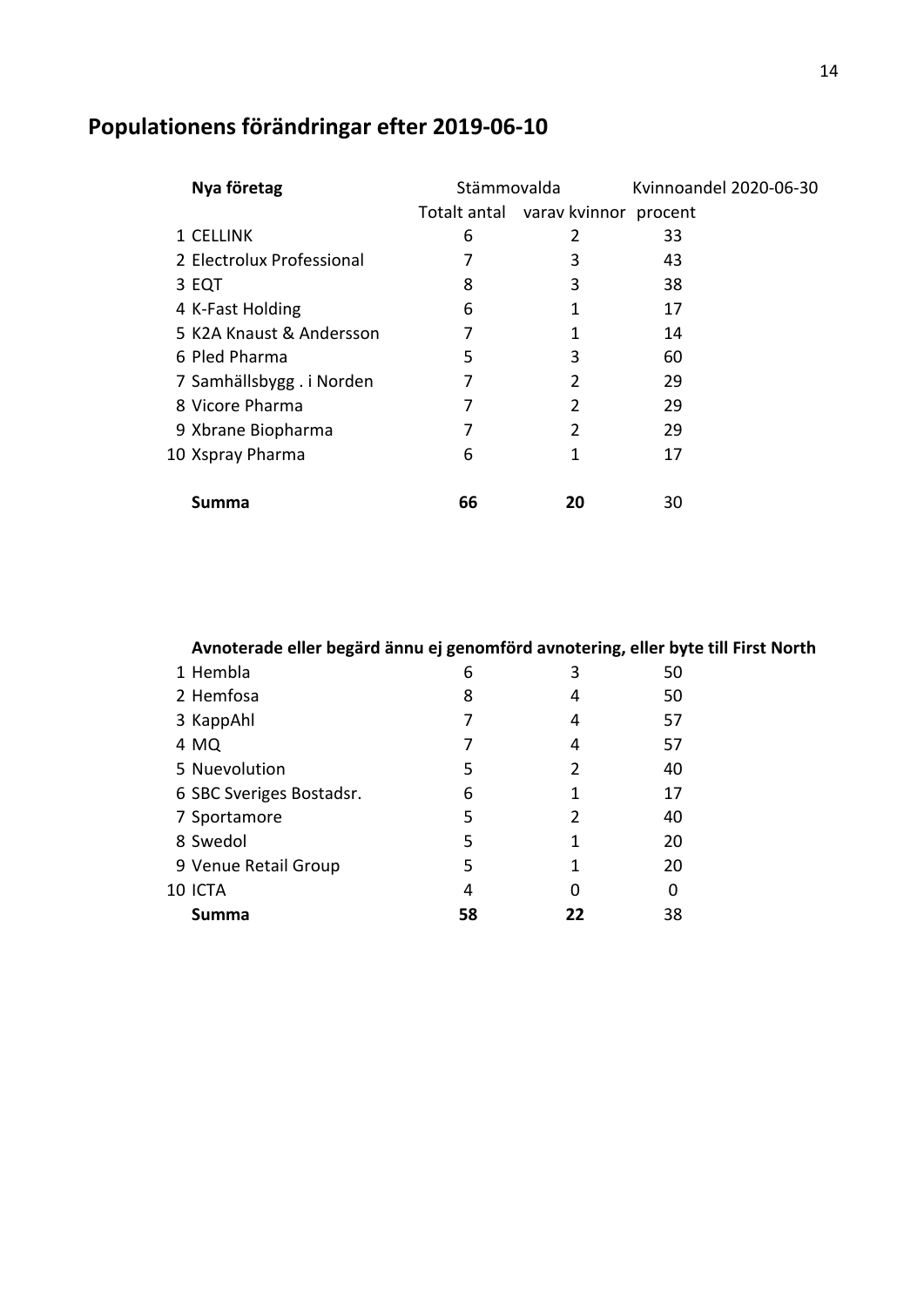# Populationens förändringar efter 2019-06-10

| | Nya företag | Stämmovalda | | Kvinnoandel 2020-06-30 |
|---|---|---|---|---|
| | | Totalt antal | varav kvinnor | procent |
| 1 | CELLINK | 6 | 2 | 33 |
| 2 | Electrolux Professional | 7 | 3 | 43 |
| 3 | EQT | 8 | 3 | 38 |
| 4 | K-Fast Holding | 6 | 1 | 17 |
| 5 | K2A Knaust & Andersson | 7 | 1 | 14 |
| 6 | Pled Pharma | 5 | 3 | 60 |
| 7 | Samhällsbygg . i Norden | 7 | 2 | 29 |
| 8 | Vicore Pharma | 7 | 2 | 29 |
| 9 | Xbrane Biopharma | 7 | 2 | 29 |
| 10 | Xspray Pharma | 6 | 1 | 17 |
| | **Summa** | **66** | **20** | 30 |

| | Avnoterade eller begärd ännu ej genomförd avnotering, eller byte till First North | | | |
|---|---|---|---|---|
| 1 | Hembla | 6 | 3 | 50 |
| 2 | Hemfosa | 8 | 4 | 50 |
| 3 | KappAhl | 7 | 4 | 57 |
| 4 | MQ | 7 | 4 | 57 |
| 5 | Nuevolution | 5 | 2 | 40 |
| 6 | SBC Sveriges Bostadsr. | 6 | 1 | 17 |
| 7 | Sportamore | 5 | 2 | 40 |
| 8 | Swedol | 5 | 1 | 20 |
| 9 | Venue Retail Group | 5 | 1 | 20 |
| 10 | ICTA | 4 | 0 | 0 |
| | **Summa** | **58** | **22** | 38 |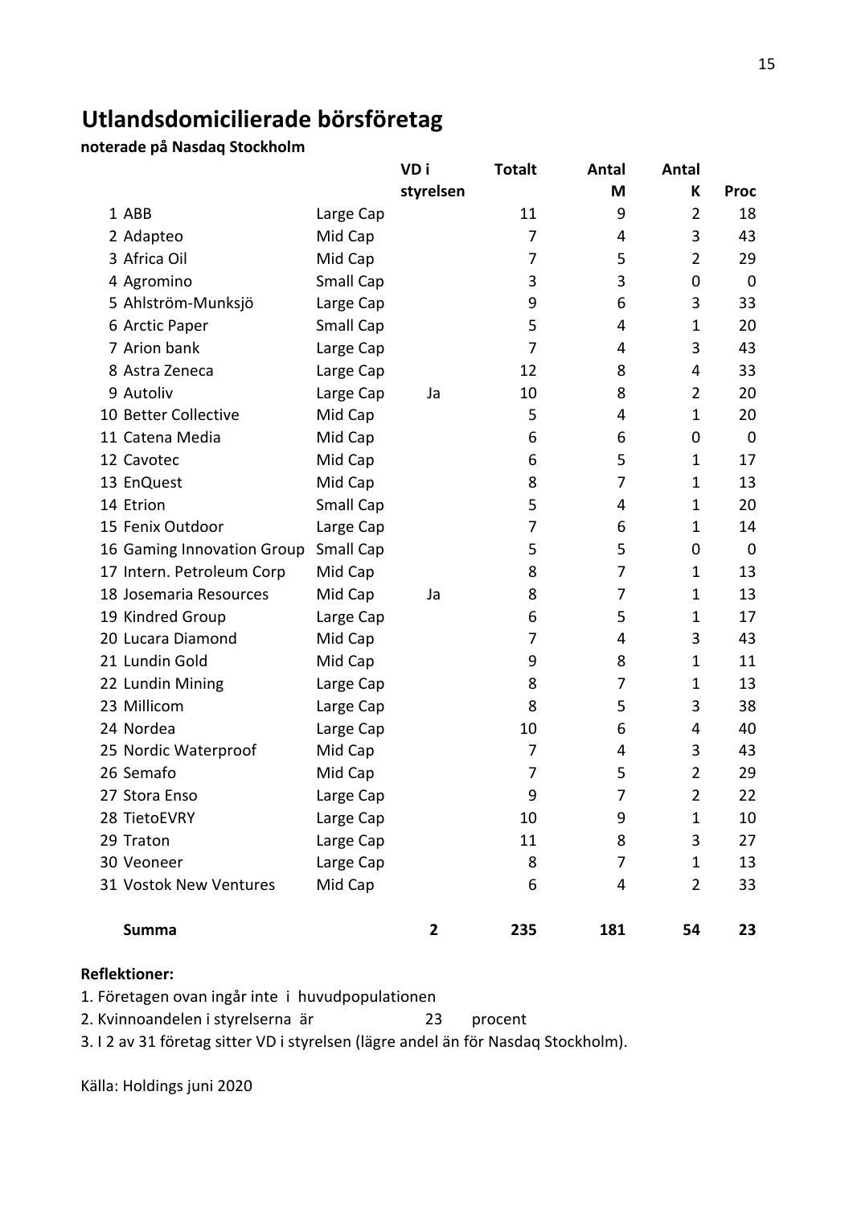# Utlandsdomicilierade börsföretag

**noterade på Nasdaq Stockholm**

| | | | VD i styrelsen | Totalt | Antal M | Antal K | Proc |
|---|---|---|---|---|---|---|---|
| 1 | ABB | Large Cap | | 11 | 9 | 2 | 18 |
| 2 | Adapteo | Mid Cap | | 7 | 4 | 3 | 43 |
| 3 | Africa Oil | Mid Cap | | 7 | 5 | 2 | 29 |
| 4 | Agromino | Small Cap | | 3 | 3 | 0 | 0 |
| 5 | Ahlström-Munksjö | Large Cap | | 9 | 6 | 3 | 33 |
| 6 | Arctic Paper | Small Cap | | 5 | 4 | 1 | 20 |
| 7 | Arion bank | Large Cap | | 7 | 4 | 3 | 43 |
| 8 | Astra Zeneca | Large Cap | | 12 | 8 | 4 | 33 |
| 9 | Autoliv | Large Cap | Ja | 10 | 8 | 2 | 20 |
| 10 | Better Collective | Mid Cap | | 5 | 4 | 1 | 20 |
| 11 | Catena Media | Mid Cap | | 6 | 6 | 0 | 0 |
| 12 | Cavotec | Mid Cap | | 6 | 5 | 1 | 17 |
| 13 | EnQuest | Mid Cap | | 8 | 7 | 1 | 13 |
| 14 | Etrion | Small Cap | | 5 | 4 | 1 | 20 |
| 15 | Fenix Outdoor | Large Cap | | 7 | 6 | 1 | 14 |
| 16 | Gaming Innovation Group | Small Cap | | 5 | 5 | 0 | 0 |
| 17 | Intern. Petroleum Corp | Mid Cap | | 8 | 7 | 1 | 13 |
| 18 | Josemaria Resources | Mid Cap | Ja | 8 | 7 | 1 | 13 |
| 19 | Kindred Group | Large Cap | | 6 | 5 | 1 | 17 |
| 20 | Lucara Diamond | Mid Cap | | 7 | 4 | 3 | 43 |
| 21 | Lundin Gold | Mid Cap | | 9 | 8 | 1 | 11 |
| 22 | Lundin Mining | Large Cap | | 8 | 7 | 1 | 13 |
| 23 | Millicom | Large Cap | | 8 | 5 | 3 | 38 |
| 24 | Nordea | Large Cap | | 10 | 6 | 4 | 40 |
| 25 | Nordic Waterproof | Mid Cap | | 7 | 4 | 3 | 43 |
| 26 | Semafo | Mid Cap | | 7 | 5 | 2 | 29 |
| 27 | Stora Enso | Large Cap | | 9 | 7 | 2 | 22 |
| 28 | TietoEVRY | Large Cap | | 10 | 9 | 1 | 10 |
| 29 | Traton | Large Cap | | 11 | 8 | 3 | 27 |
| 30 | Veoneer | Large Cap | | 8 | 7 | 1 | 13 |
| 31 | Vostok New Ventures | Mid Cap | | 6 | 4 | 2 | 33 |
| | **Summa** | | **2** | **235** | **181** | **54** | **23** |

**Reflektioner:**

1. Företagen ovan ingår inte i huvudpopulationen
2. Kvinnoandelen i styrelserna är 23 procent
3. I 2 av 31 företag sitter VD i styrelsen (lägre andel än för Nasdaq Stockholm).

Källa: Holdings juni 2020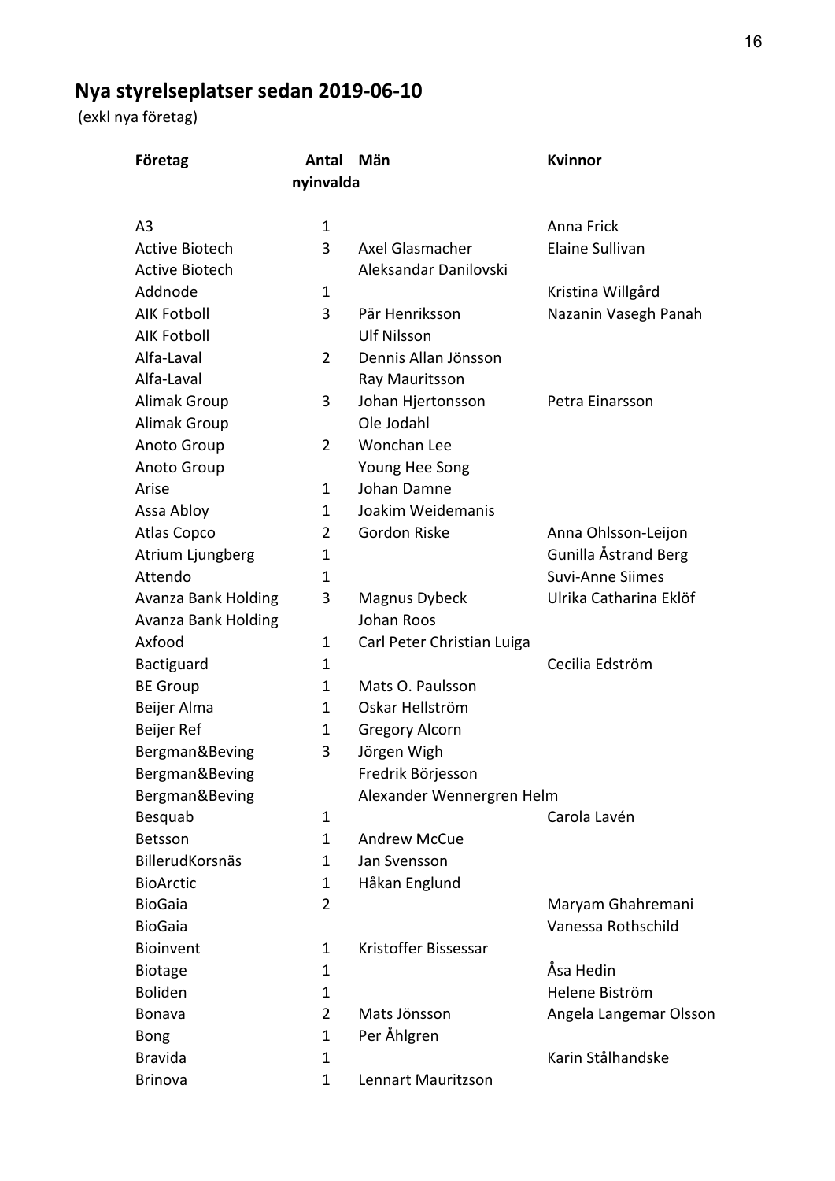## Nya styrelseplatser sedan 2019-06-10

(exkl nya företag)

| Företag | Antal nyinvalda | Män | Kvinnor |
|---|---|---|---|
| A3 | 1 | | Anna Frick |
| Active Biotech | 3 | Axel Glasmacher | Elaine Sullivan |
| Active Biotech | | Aleksandar Danilovski | |
| Addnode | 1 | | Kristina Willgård |
| AIK Fotboll | 3 | Pär Henriksson | Nazanin Vasegh Panah |
| AIK Fotboll | | Ulf Nilsson | |
| Alfa-Laval | 2 | Dennis Allan Jönsson | |
| Alfa-Laval | | Ray Mauritsson | |
| Alimak Group | 3 | Johan Hjertonsson | Petra Einarsson |
| Alimak Group | | Ole Jodahl | |
| Anoto Group | 2 | Wonchan Lee | |
| Anoto Group | | Young Hee Song | |
| Arise | 1 | Johan Damne | |
| Assa Abloy | 1 | Joakim Weidemanis | |
| Atlas Copco | 2 | Gordon Riske | Anna Ohlsson-Leijon |
| Atrium Ljungberg | 1 | | Gunilla Åstrand Berg |
| Attendo | 1 | | Suvi-Anne Siimes |
| Avanza Bank Holding | 3 | Magnus Dybeck | Ulrika Catharina Eklöf |
| Avanza Bank Holding | | Johan Roos | |
| Axfood | 1 | Carl Peter Christian Luiga | |
| Bactiguard | 1 | | Cecilia Edström |
| BE Group | 1 | Mats O. Paulsson | |
| Beijer Alma | 1 | Oskar Hellström | |
| Beijer Ref | 1 | Gregory Alcorn | |
| Bergman&Beving | 3 | Jörgen Wigh | |
| Bergman&Beving | | Fredrik Börjesson | |
| Bergman&Beving | | Alexander Wennergren Helm | |
| Besquab | 1 | | Carola Lavén |
| Betsson | 1 | Andrew McCue | |
| BillerudKorsnäs | 1 | Jan Svensson | |
| BioArctic | 1 | Håkan Englund | |
| BioGaia | 2 | | Maryam Ghahremani |
| BioGaia | | | Vanessa Rothschild |
| Bioinvent | 1 | Kristoffer Bissessar | |
| Biotage | 1 | | Åsa Hedin |
| Boliden | 1 | | Helene Biström |
| Bonava | 2 | Mats Jönsson | Angela Langemar Olsson |
| Bong | 1 | Per Åhlgren | |
| Bravida | 1 | | Karin Stålhandske |
| Brinova | 1 | Lennart Mauritzson | |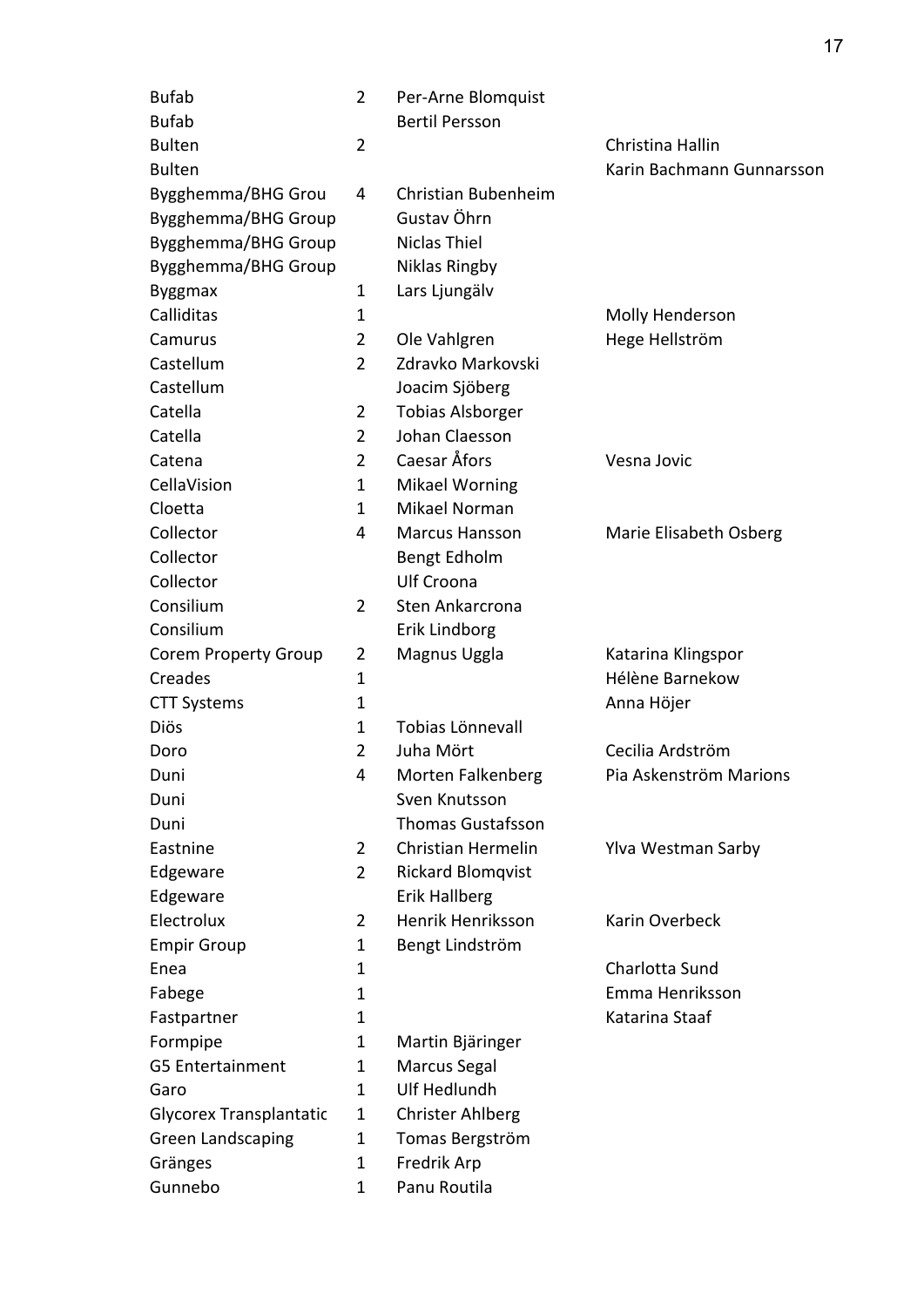| | | | |
|---|---|---|---|
| Bufab | 2 | Per-Arne Blomquist | |
| Bufab | | Bertil Persson | |
| Bulten | 2 | | Christina Hallin |
| Bulten | | | Karin Bachmann Gunnarsson |
| Bygghemma/BHG Grou | 4 | Christian Bubenheim | |
| Bygghemma/BHG Group | | Gustav Öhrn | |
| Bygghemma/BHG Group | | Niclas Thiel | |
| Bygghemma/BHG Group | | Niklas Ringby | |
| Byggmax | 1 | Lars Ljungälv | |
| Calliditas | 1 | | Molly Henderson |
| Camurus | 2 | Ole Vahlgren | Hege Hellström |
| Castellum | 2 | Zdravko Markovski | |
| Castellum | | Joacim Sjöberg | |
| Catella | 2 | Tobias Alsborger | |
| Catella | 2 | Johan Claesson | |
| Catena | 2 | Caesar Åfors | Vesna Jovic |
| CellaVision | 1 | Mikael Worning | |
| Cloetta | 1 | Mikael Norman | |
| Collector | 4 | Marcus Hansson | Marie Elisabeth Osberg |
| Collector | | Bengt Edholm | |
| Collector | | Ulf Croona | |
| Consilium | 2 | Sten Ankarcrona | |
| Consilium | | Erik Lindborg | |
| Corem Property Group | 2 | Magnus Uggla | Katarina Klingspor |
| Creades | 1 | | Hélène Barnekow |
| CTT Systems | 1 | | Anna Höjer |
| Diös | 1 | Tobias Lönnevall | |
| Doro | 2 | Juha Mört | Cecilia Ardström |
| Duni | 4 | Morten Falkenberg | Pia Askenström Marions |
| Duni | | Sven Knutsson | |
| Duni | | Thomas Gustafsson | |
| Eastnine | 2 | Christian Hermelin | Ylva Westman Sarby |
| Edgeware | 2 | Rickard Blomqvist | |
| Edgeware | | Erik Hallberg | |
| Electrolux | 2 | Henrik Henriksson | Karin Overbeck |
| Empir Group | 1 | Bengt Lindström | |
| Enea | 1 | | Charlotta Sund |
| Fabege | 1 | | Emma Henriksson |
| Fastpartner | 1 | | Katarina Staaf |
| Formpipe | 1 | Martin Bjäringer | |
| G5 Entertainment | 1 | Marcus Segal | |
| Garo | 1 | Ulf Hedlundh | |
| Glycorex Transplantatic | 1 | Christer Ahlberg | |
| Green Landscaping | 1 | Tomas Bergström | |
| Gränges | 1 | Fredrik Arp | |
| Gunnebo | 1 | Panu Routila | |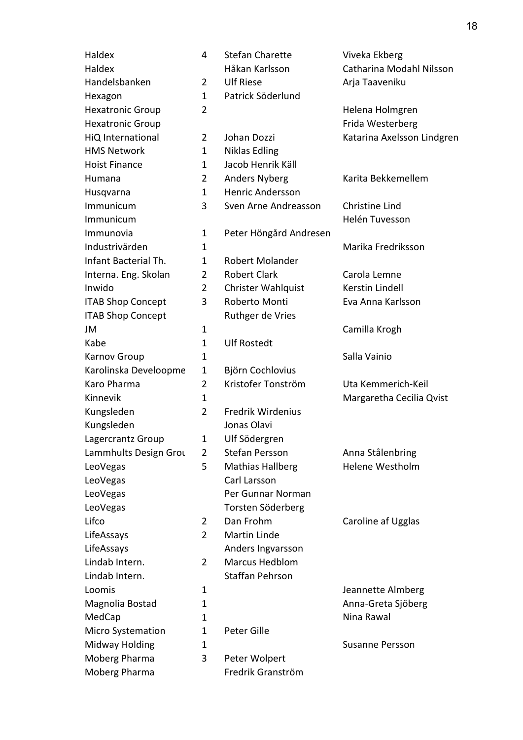| | | | |
|---|---|---|---|
| Haldex | 4 | Stefan Charette | Viveka Ekberg |
| Haldex | | Håkan Karlsson | Catharina Modahl Nilsson |
| Handelsbanken | 2 | Ulf Riese | Arja Taaveniku |
| Hexagon | 1 | Patrick Söderlund | |
| Hexatronic Group | 2 | | Helena Holmgren |
| Hexatronic Group | | | Frida Westerberg |
| HiQ International | 2 | Johan Dozzi | Katarina Axelsson Lindgren |
| HMS Network | 1 | Niklas Edling | |
| Hoist Finance | 1 | Jacob Henrik Käll | |
| Humana | 2 | Anders Nyberg | Karita Bekkemellem |
| Husqvarna | 1 | Henric Andersson | |
| Immunicum | 3 | Sven Arne Andreasson | Christine Lind |
| Immunicum | | | Helén Tuvesson |
| Immunovia | 1 | Peter Höngård Andresen | |
| Industrivärden | 1 | | Marika Fredriksson |
| Infant Bacterial Th. | 1 | Robert Molander | |
| Interna. Eng. Skolan | 2 | Robert Clark | Carola Lemne |
| Inwido | 2 | Christer Wahlquist | Kerstin Lindell |
| ITAB Shop Concept | 3 | Roberto Monti | Eva Anna Karlsson |
| ITAB Shop Concept | | Ruthger de Vries | |
| JM | 1 | | Camilla Krogh |
| Kabe | 1 | Ulf Rostedt | |
| Karnov Group | 1 | | Salla Vainio |
| Karolinska Develoopme | 1 | Björn Cochlovius | |
| Karo Pharma | 2 | Kristofer Tonström | Uta Kemmerich-Keil |
| Kinnevik | 1 | | Margaretha Cecilia Qvist |
| Kungsleden | 2 | Fredrik Wirdenius | |
| Kungsleden | | Jonas Olavi | |
| Lagercrantz Group | 1 | Ulf Södergren | |
| Lammhults Design Grou | 2 | Stefan Persson | Anna Stålenbring |
| LeoVegas | 5 | Mathias Hallberg | Helene Westholm |
| LeoVegas | | Carl Larsson | |
| LeoVegas | | Per Gunnar Norman | |
| LeoVegas | | Torsten Söderberg | |
| Lifco | 2 | Dan Frohm | Caroline af Ugglas |
| LifeAssays | 2 | Martin Linde | |
| LifeAssays | | Anders Ingvarsson | |
| Lindab Intern. | 2 | Marcus Hedblom | |
| Lindab Intern. | | Staffan Pehrson | |
| Loomis | 1 | | Jeannette Almberg |
| Magnolia Bostad | 1 | | Anna-Greta Sjöberg |
| MedCap | 1 | | Nina Rawal |
| Micro Systemation | 1 | Peter Gille | |
| Midway Holding | 1 | | Susanne Persson |
| Moberg Pharma | 3 | Peter Wolpert | |
| Moberg Pharma | | Fredrik Granström | |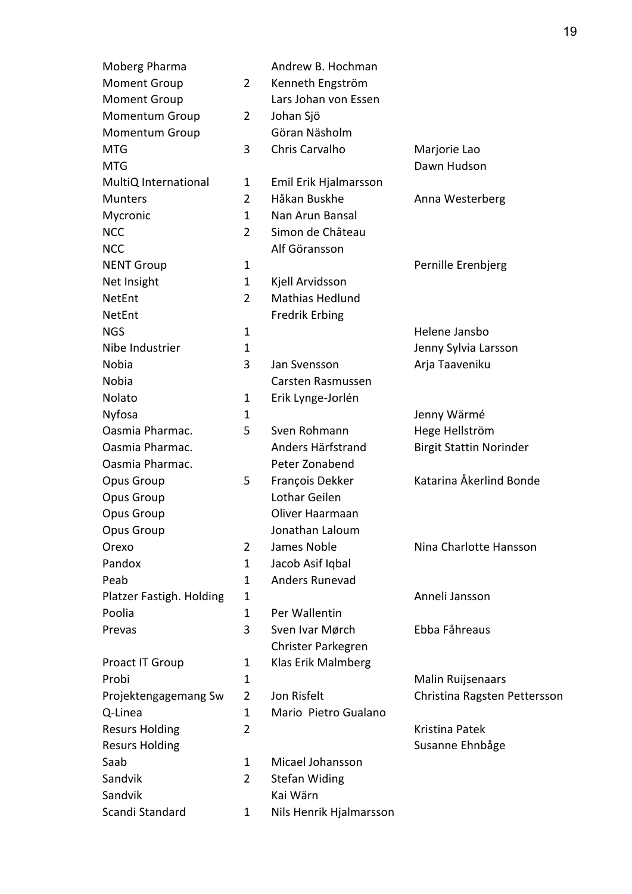| | | | |
|---|---|---|---|
| Moberg Pharma | | Andrew B. Hochman | |
| Moment Group | 2 | Kenneth Engström | |
| Moment Group | | Lars Johan von Essen | |
| Momentum Group | 2 | Johan Sjö | |
| Momentum Group | | Göran Näsholm | |
| MTG | 3 | Chris Carvalho | Marjorie Lao |
| MTG | | | Dawn Hudson |
| MultiQ International | 1 | Emil Erik Hjalmarsson | |
| Munters | 2 | Håkan Buskhe | Anna Westerberg |
| Mycronic | 1 | Nan Arun Bansal | |
| NCC | 2 | Simon de Château | |
| NCC | | Alf Göransson | |
| NENT Group | 1 | | Pernille Erenbjerg |
| Net Insight | 1 | Kjell Arvidsson | |
| NetEnt | 2 | Mathias Hedlund | |
| NetEnt | | Fredrik Erbing | |
| NGS | 1 | | Helene Jansbo |
| Nibe Industrier | 1 | | Jenny Sylvia Larsson |
| Nobia | 3 | Jan Svensson | Arja Taaveniku |
| Nobia | | Carsten Rasmussen | |
| Nolato | 1 | Erik Lynge-Jorlén | |
| Nyfosa | 1 | | Jenny Wärmé |
| Oasmia Pharmac. | 5 | Sven Rohmann | Hege Hellström |
| Oasmia Pharmac. | | Anders Härfstrand | Birgit Stattin Norinder |
| Oasmia Pharmac. | | Peter Zonabend | |
| Opus Group | 5 | François Dekker | Katarina Åkerlind Bonde |
| Opus Group | | Lothar Geilen | |
| Opus Group | | Oliver Haarmaan | |
| Opus Group | | Jonathan Laloum | |
| Orexo | 2 | James Noble | Nina Charlotte Hansson |
| Pandox | 1 | Jacob Asif Iqbal | |
| Peab | 1 | Anders Runevad | |
| Platzer Fastigh. Holding | 1 | | Anneli Jansson |
| Poolia | 1 | Per Wallentin | |
| Prevas | 3 | Sven Ivar Mørch | Ebba Fåhreaus |
| | | Christer Parkegren | |
| Proact IT Group | 1 | Klas Erik Malmberg | |
| Probi | 1 | | Malin Ruijsenaars |
| Projektengagemang Sw | 2 | Jon Risfelt | Christina Ragsten Pettersson |
| Q-Linea | 1 | Mario Pietro Gualano | |
| Resurs Holding | 2 | | Kristina Patek |
| Resurs Holding | | | Susanne Ehnbåge |
| Saab | 1 | Micael Johansson | |
| Sandvik | 2 | Stefan Widing | |
| Sandvik | | Kai Wärn | |
| Scandi Standard | 1 | Nils Henrik Hjalmarsson | |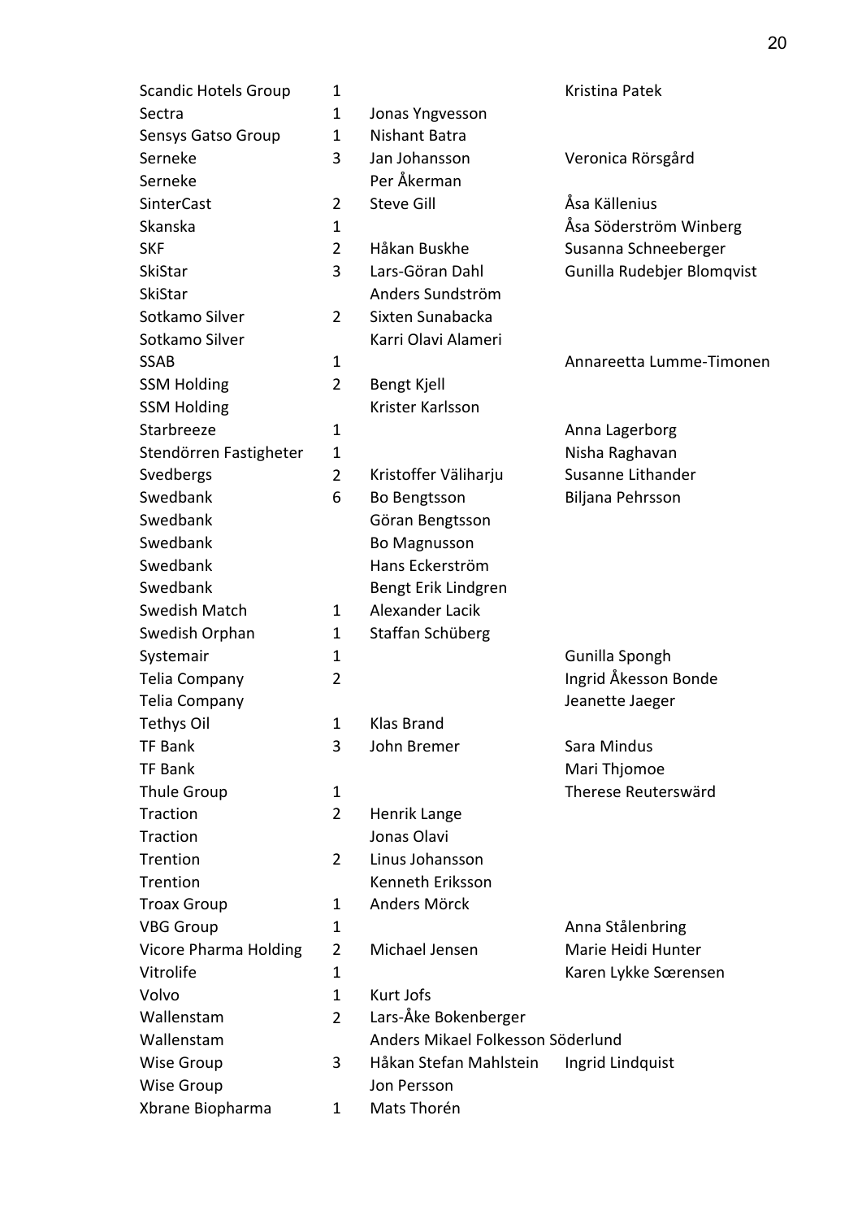| | | | |
|---|---|---|---|
| Scandic Hotels Group | 1 | | Kristina Patek |
| Sectra | 1 | Jonas Yngvesson | |
| Sensys Gatso Group | 1 | Nishant Batra | |
| Serneke | 3 | Jan Johansson | Veronica Rörsgård |
| Serneke | | Per Åkerman | |
| SinterCast | 2 | Steve Gill | Åsa Källenius |
| Skanska | 1 | | Åsa Söderström Winberg |
| SKF | 2 | Håkan Buskhe | Susanna Schneeberger |
| SkiStar | 3 | Lars-Göran Dahl | Gunilla Rudebjer Blomqvist |
| SkiStar | | Anders Sundström | |
| Sotkamo Silver | 2 | Sixten Sunabacka | |
| Sotkamo Silver | | Karri Olavi Alameri | |
| SSAB | 1 | | Annareetta Lumme-Timonen |
| SSM Holding | 2 | Bengt Kjell | |
| SSM Holding | | Krister Karlsson | |
| Starbreeze | 1 | | Anna Lagerborg |
| Stendörren Fastigheter | 1 | | Nisha Raghavan |
| Svedbergs | 2 | Kristoffer Väliharju | Susanne Lithander |
| Swedbank | 6 | Bo Bengtsson | Biljana Pehrsson |
| Swedbank | | Göran Bengtsson | |
| Swedbank | | Bo Magnusson | |
| Swedbank | | Hans Eckerström | |
| Swedbank | | Bengt Erik Lindgren | |
| Swedish Match | 1 | Alexander Lacik | |
| Swedish Orphan | 1 | Staffan Schüberg | |
| Systemair | 1 | | Gunilla Spongh |
| Telia Company | 2 | | Ingrid Åkesson Bonde |
| Telia Company | | | Jeanette Jaeger |
| Tethys Oil | 1 | Klas Brand | |
| TF Bank | 3 | John Bremer | Sara Mindus |
| TF Bank | | | Mari Thjomoe |
| Thule Group | 1 | | Therese Reutersswärd |
| Traction | 2 | Henrik Lange | |
| Traction | | Jonas Olavi | |
| Trention | 2 | Linus Johansson | |
| Trention | | Kenneth Eriksson | |
| Troax Group | 1 | Anders Mörck | |
| VBG Group | 1 | | Anna Stålenbring |
| Vicore Pharma Holding | 2 | Michael Jensen | Marie Heidi Hunter |
| Vitrolife | 1 | | Karen Lykke Sœrensen |
| Volvo | 1 | Kurt Jofs | |
| Wallenstam | 2 | Lars-Åke Bokenberger | |
| Wallenstam | | Anders Mikael Folkesson Söderlund | |
| Wise Group | 3 | Håkan Stefan Mahlstein | Ingrid Lindquist |
| Wise Group | | Jon Persson | |
| Xbrane Biopharma | 1 | Mats Thorén | |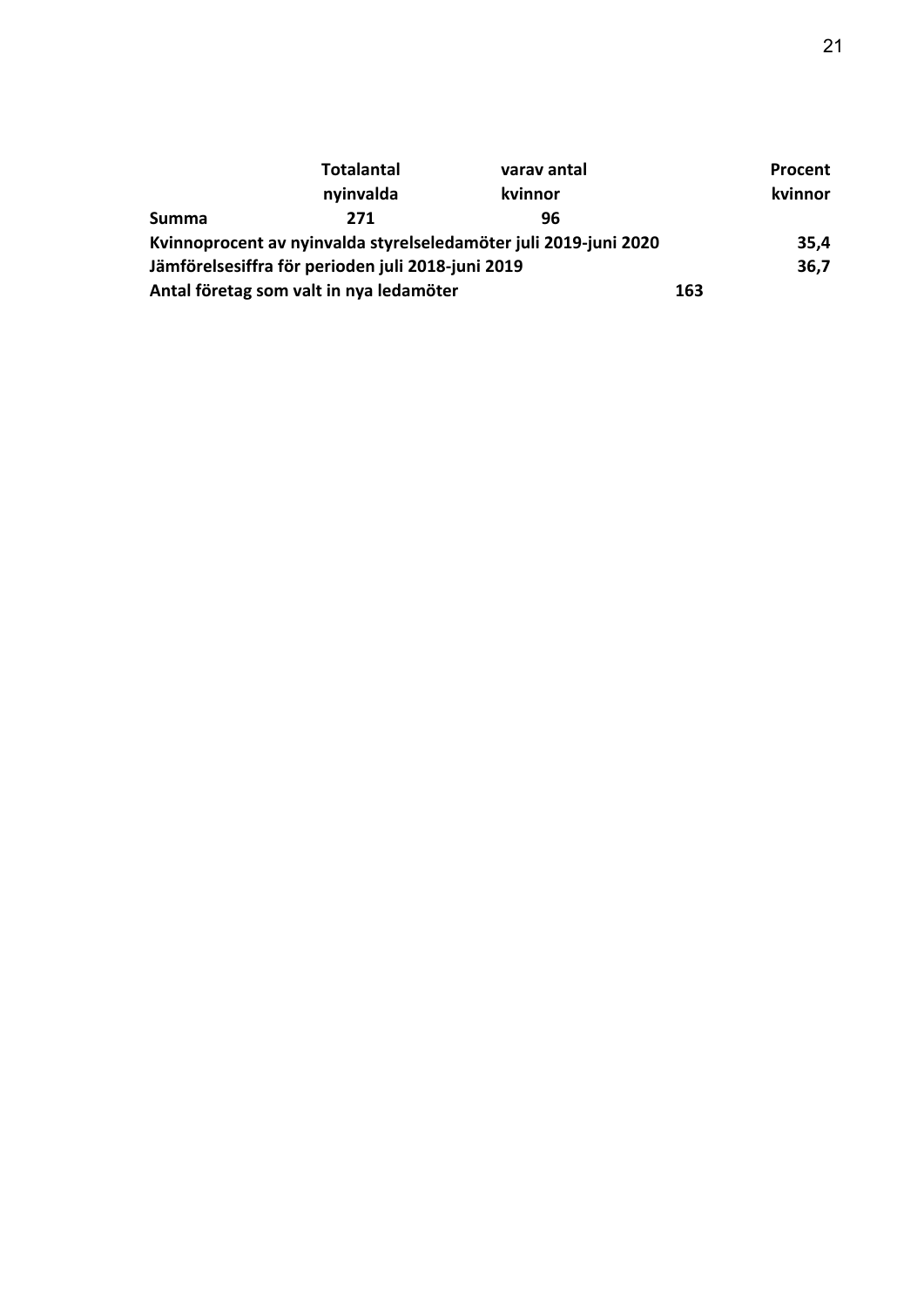| | Totalantal nyinvalda | varav antal kvinnor | | Procent kvinnor |
|---|---|---|---|---|
| **Summa** | **271** | **96** | | |
| **Kvinnoprocent av nyinvalda styrelseledamöter juli 2019-juni 2020** | | | | **35,4** |
| **Jämförelsesiffra för perioden juli 2018-juni 2019** | | | | **36,7** |
| **Antal företag som valt in nya ledamöter** | | | **163** | |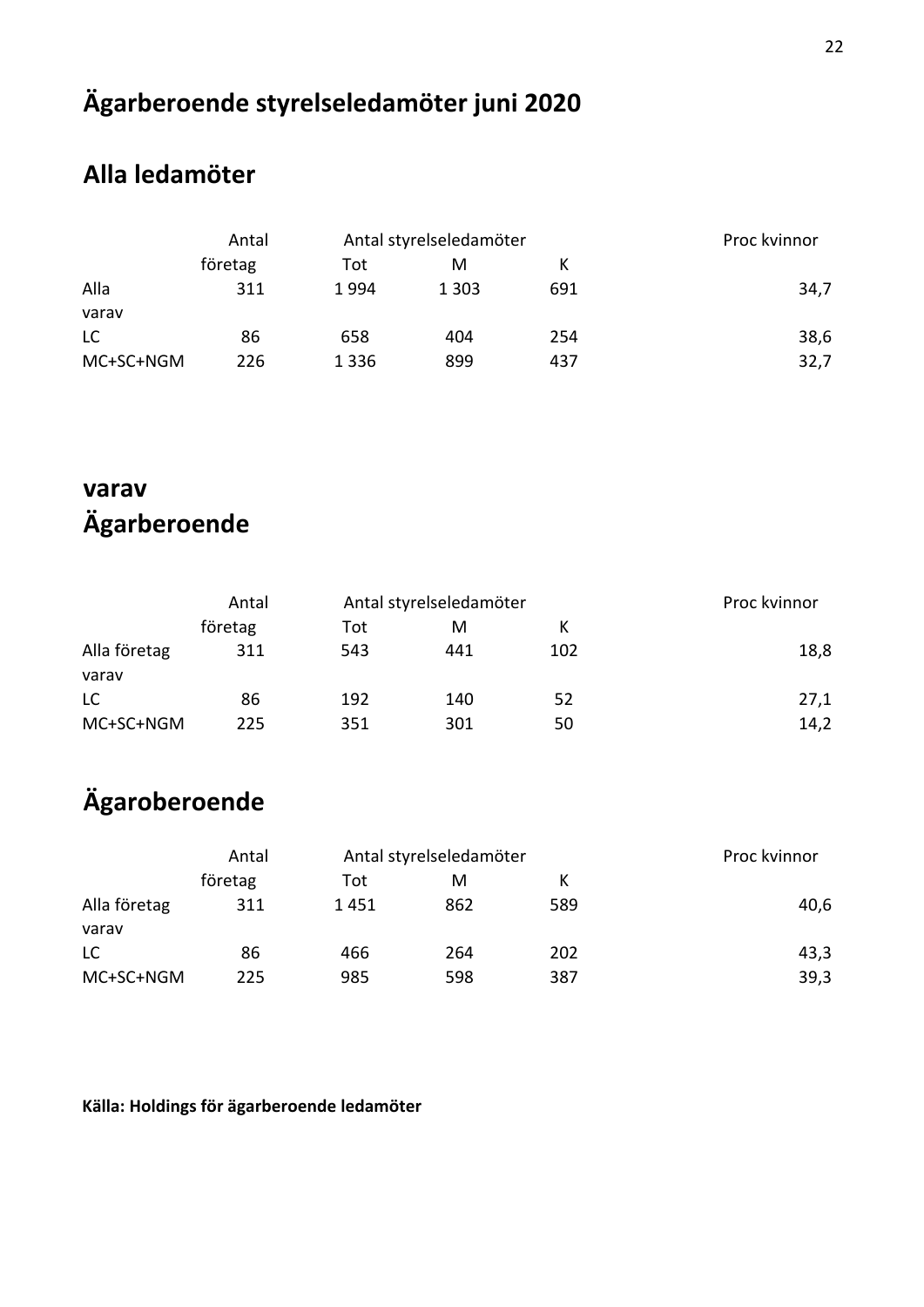# Ägarberoende styrelseledamöter juni 2020

## Alla ledamöter

| | Antal | Antal styrelseledamöter | | | Proc kvinnor |
|---|---|---|---|---|---|
| | företag | Tot | M | K | |
| Alla | 311 | 1 994 | 1 303 | 691 | 34,7 |
| varav | | | | | |
| LC | 86 | 658 | 404 | 254 | 38,6 |
| MC+SC+NGM | 226 | 1 336 | 899 | 437 | 32,7 |

## varav Ägarberoende

| | Antal | Antal styrelseledamöter | | | Proc kvinnor |
|---|---|---|---|---|---|
| | företag | Tot | M | K | |
| Alla företag | 311 | 543 | 441 | 102 | 18,8 |
| varav | | | | | |
| LC | 86 | 192 | 140 | 52 | 27,1 |
| MC+SC+NGM | 225 | 351 | 301 | 50 | 14,2 |

## Ägaroberoende

| | Antal | Antal styrelseledamöter | | | Proc kvinnor |
|---|---|---|---|---|---|
| | företag | Tot | M | K | |
| Alla företag | 311 | 1 451 | 862 | 589 | 40,6 |
| varav | | | | | |
| LC | 86 | 466 | 264 | 202 | 43,3 |
| MC+SC+NGM | 225 | 985 | 598 | 387 | 39,3 |

**Källa: Holdings för ägarberoende ledamöter**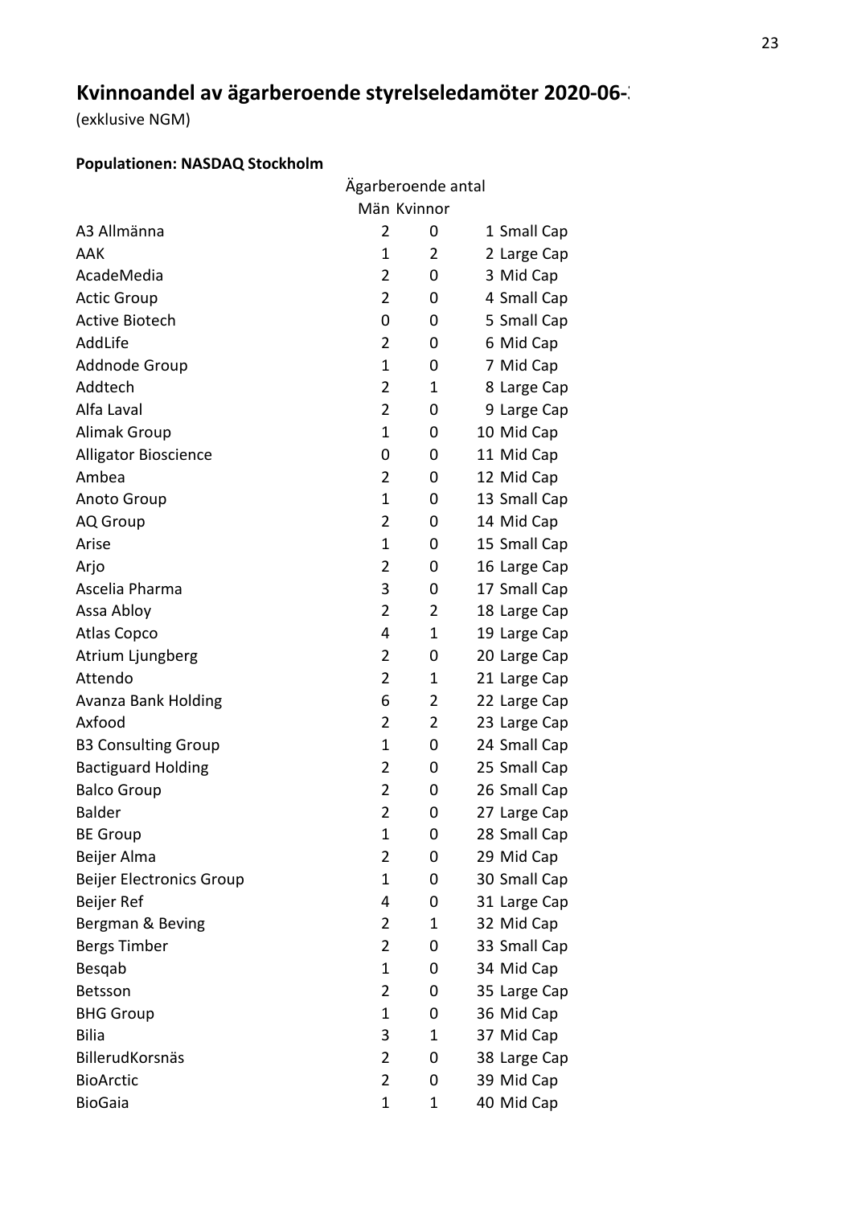## Kvinnoandel av ägarberoende styrelseledamöter 2020-06-3

(exklusive NGM)

**Populationen: NASDAQ Stockholm**

| | Ägarberoende antal | | | |
|---|---|---|---|---|
| | Män | Kvinnor | | |
| A3 Allmänna | 2 | 0 | 1 | Small Cap |
| AAK | 1 | 2 | 2 | Large Cap |
| AcadeMedia | 2 | 0 | 3 | Mid Cap |
| Actic Group | 2 | 0 | 4 | Small Cap |
| Active Biotech | 0 | 0 | 5 | Small Cap |
| AddLife | 2 | 0 | 6 | Mid Cap |
| Addnode Group | 1 | 0 | 7 | Mid Cap |
| Addtech | 2 | 1 | 8 | Large Cap |
| Alfa Laval | 2 | 0 | 9 | Large Cap |
| Alimak Group | 1 | 0 | 10 | Mid Cap |
| Alligator Bioscience | 0 | 0 | 11 | Mid Cap |
| Ambea | 2 | 0 | 12 | Mid Cap |
| Anoto Group | 1 | 0 | 13 | Small Cap |
| AQ Group | 2 | 0 | 14 | Mid Cap |
| Arise | 1 | 0 | 15 | Small Cap |
| Arjo | 2 | 0 | 16 | Large Cap |
| Ascelia Pharma | 3 | 0 | 17 | Small Cap |
| Assa Abloy | 2 | 2 | 18 | Large Cap |
| Atlas Copco | 4 | 1 | 19 | Large Cap |
| Atrium Ljungberg | 2 | 0 | 20 | Large Cap |
| Attendo | 2 | 1 | 21 | Large Cap |
| Avanza Bank Holding | 6 | 2 | 22 | Large Cap |
| Axfood | 2 | 2 | 23 | Large Cap |
| B3 Consulting Group | 1 | 0 | 24 | Small Cap |
| Bactiguard Holding | 2 | 0 | 25 | Small Cap |
| Balco Group | 2 | 0 | 26 | Small Cap |
| Balder | 2 | 0 | 27 | Large Cap |
| BE Group | 1 | 0 | 28 | Small Cap |
| Beijer Alma | 2 | 0 | 29 | Mid Cap |
| Beijer Electronics Group | 1 | 0 | 30 | Small Cap |
| Beijer Ref | 4 | 0 | 31 | Large Cap |
| Bergman & Beving | 2 | 1 | 32 | Mid Cap |
| Bergs Timber | 2 | 0 | 33 | Small Cap |
| Besqab | 1 | 0 | 34 | Mid Cap |
| Betsson | 2 | 0 | 35 | Large Cap |
| BHG Group | 1 | 0 | 36 | Mid Cap |
| Bilia | 3 | 1 | 37 | Mid Cap |
| BillerudKorsnäs | 2 | 0 | 38 | Large Cap |
| BioArctic | 2 | 0 | 39 | Mid Cap |
| BioGaia | 1 | 1 | 40 | Mid Cap |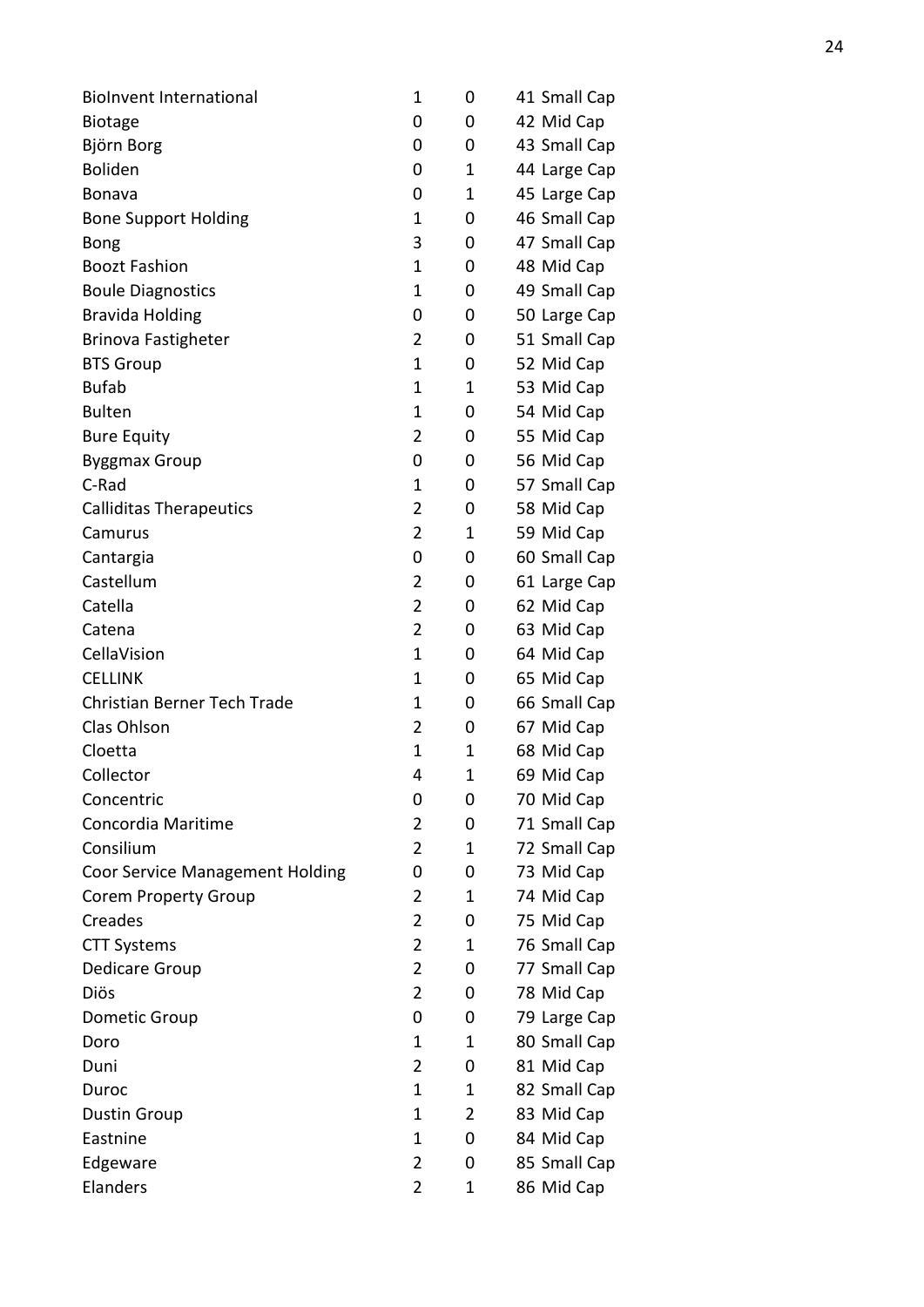| | | | | |
|---|---|---|---|---|
| BioInvent International | 1 | 0 | 41 | Small Cap |
| Biotage | 0 | 0 | 42 | Mid Cap |
| Björn Borg | 0 | 0 | 43 | Small Cap |
| Boliden | 0 | 1 | 44 | Large Cap |
| Bonava | 0 | 1 | 45 | Large Cap |
| Bone Support Holding | 1 | 0 | 46 | Small Cap |
| Bong | 3 | 0 | 47 | Small Cap |
| Boozt Fashion | 1 | 0 | 48 | Mid Cap |
| Boule Diagnostics | 1 | 0 | 49 | Small Cap |
| Bravida Holding | 0 | 0 | 50 | Large Cap |
| Brinova Fastigheter | 2 | 0 | 51 | Small Cap |
| BTS Group | 1 | 0 | 52 | Mid Cap |
| Bufab | 1 | 1 | 53 | Mid Cap |
| Bulten | 1 | 0 | 54 | Mid Cap |
| Bure Equity | 2 | 0 | 55 | Mid Cap |
| Byggmax Group | 0 | 0 | 56 | Mid Cap |
| C-Rad | 1 | 0 | 57 | Small Cap |
| Calliditas Therapeutics | 2 | 0 | 58 | Mid Cap |
| Camurus | 2 | 1 | 59 | Mid Cap |
| Cantargia | 0 | 0 | 60 | Small Cap |
| Castellum | 2 | 0 | 61 | Large Cap |
| Catella | 2 | 0 | 62 | Mid Cap |
| Catena | 2 | 0 | 63 | Mid Cap |
| CellaVision | 1 | 0 | 64 | Mid Cap |
| CELLINK | 1 | 0 | 65 | Mid Cap |
| Christian Berner Tech Trade | 1 | 0 | 66 | Small Cap |
| Clas Ohlson | 2 | 0 | 67 | Mid Cap |
| Cloetta | 1 | 1 | 68 | Mid Cap |
| Collector | 4 | 1 | 69 | Mid Cap |
| Concentric | 0 | 0 | 70 | Mid Cap |
| Concordia Maritime | 2 | 0 | 71 | Small Cap |
| Consilium | 2 | 1 | 72 | Small Cap |
| Coor Service Management Holding | 0 | 0 | 73 | Mid Cap |
| Corem Property Group | 2 | 1 | 74 | Mid Cap |
| Creades | 2 | 0 | 75 | Mid Cap |
| CTT Systems | 2 | 1 | 76 | Small Cap |
| Dedicare Group | 2 | 0 | 77 | Small Cap |
| Diös | 2 | 0 | 78 | Mid Cap |
| Dometic Group | 0 | 0 | 79 | Large Cap |
| Doro | 1 | 1 | 80 | Small Cap |
| Duni | 2 | 0 | 81 | Mid Cap |
| Duroc | 1 | 1 | 82 | Small Cap |
| Dustin Group | 1 | 2 | 83 | Mid Cap |
| Eastnine | 1 | 0 | 84 | Mid Cap |
| Edgeware | 2 | 0 | 85 | Small Cap |
| Elanders | 2 | 1 | 86 | Mid Cap |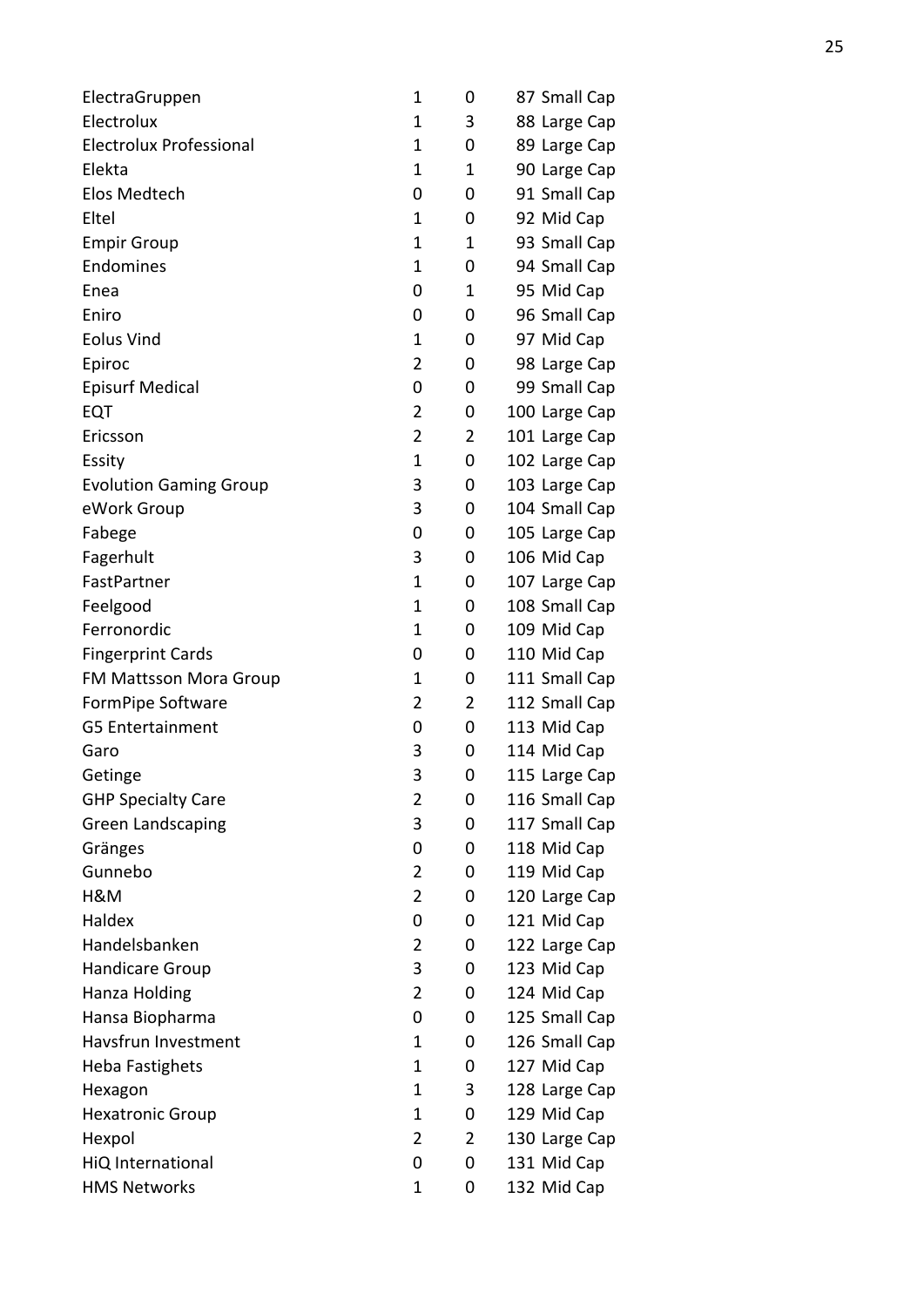| | | | | |
|---|---|---|---|---|
| ElectraGruppen | 1 | 0 | 87 | Small Cap |
| Electrolux | 1 | 3 | 88 | Large Cap |
| Electrolux Professional | 1 | 0 | 89 | Large Cap |
| Elekta | 1 | 1 | 90 | Large Cap |
| Elos Medtech | 0 | 0 | 91 | Small Cap |
| Eltel | 1 | 0 | 92 | Mid Cap |
| Empir Group | 1 | 1 | 93 | Small Cap |
| Endomines | 1 | 0 | 94 | Small Cap |
| Enea | 0 | 1 | 95 | Mid Cap |
| Eniro | 0 | 0 | 96 | Small Cap |
| Eolus Vind | 1 | 0 | 97 | Mid Cap |
| Epiroc | 2 | 0 | 98 | Large Cap |
| Episurf Medical | 0 | 0 | 99 | Small Cap |
| EQT | 2 | 0 | 100 | Large Cap |
| Ericsson | 2 | 2 | 101 | Large Cap |
| Essity | 1 | 0 | 102 | Large Cap |
| Evolution Gaming Group | 3 | 0 | 103 | Large Cap |
| eWork Group | 3 | 0 | 104 | Small Cap |
| Fabege | 0 | 0 | 105 | Large Cap |
| Fagerhult | 3 | 0 | 106 | Mid Cap |
| FastPartner | 1 | 0 | 107 | Large Cap |
| Feelgood | 1 | 0 | 108 | Small Cap |
| Ferronordic | 1 | 0 | 109 | Mid Cap |
| Fingerprint Cards | 0 | 0 | 110 | Mid Cap |
| FM Mattsson Mora Group | 1 | 0 | 111 | Small Cap |
| FormPipe Software | 2 | 2 | 112 | Small Cap |
| G5 Entertainment | 0 | 0 | 113 | Mid Cap |
| Garo | 3 | 0 | 114 | Mid Cap |
| Getinge | 3 | 0 | 115 | Large Cap |
| GHP Specialty Care | 2 | 0 | 116 | Small Cap |
| Green Landscaping | 3 | 0 | 117 | Small Cap |
| Gränges | 0 | 0 | 118 | Mid Cap |
| Gunnebo | 2 | 0 | 119 | Mid Cap |
| H&M | 2 | 0 | 120 | Large Cap |
| Haldex | 0 | 0 | 121 | Mid Cap |
| Handelsbanken | 2 | 0 | 122 | Large Cap |
| Handicare Group | 3 | 0 | 123 | Mid Cap |
| Hanza Holding | 2 | 0 | 124 | Mid Cap |
| Hansa Biopharma | 0 | 0 | 125 | Small Cap |
| Havsfrun Investment | 1 | 0 | 126 | Small Cap |
| Heba Fastighets | 1 | 0 | 127 | Mid Cap |
| Hexagon | 1 | 3 | 128 | Large Cap |
| Hexatronic Group | 1 | 0 | 129 | Mid Cap |
| Hexpol | 2 | 2 | 130 | Large Cap |
| HiQ International | 0 | 0 | 131 | Mid Cap |
| HMS Networks | 1 | 0 | 132 | Mid Cap |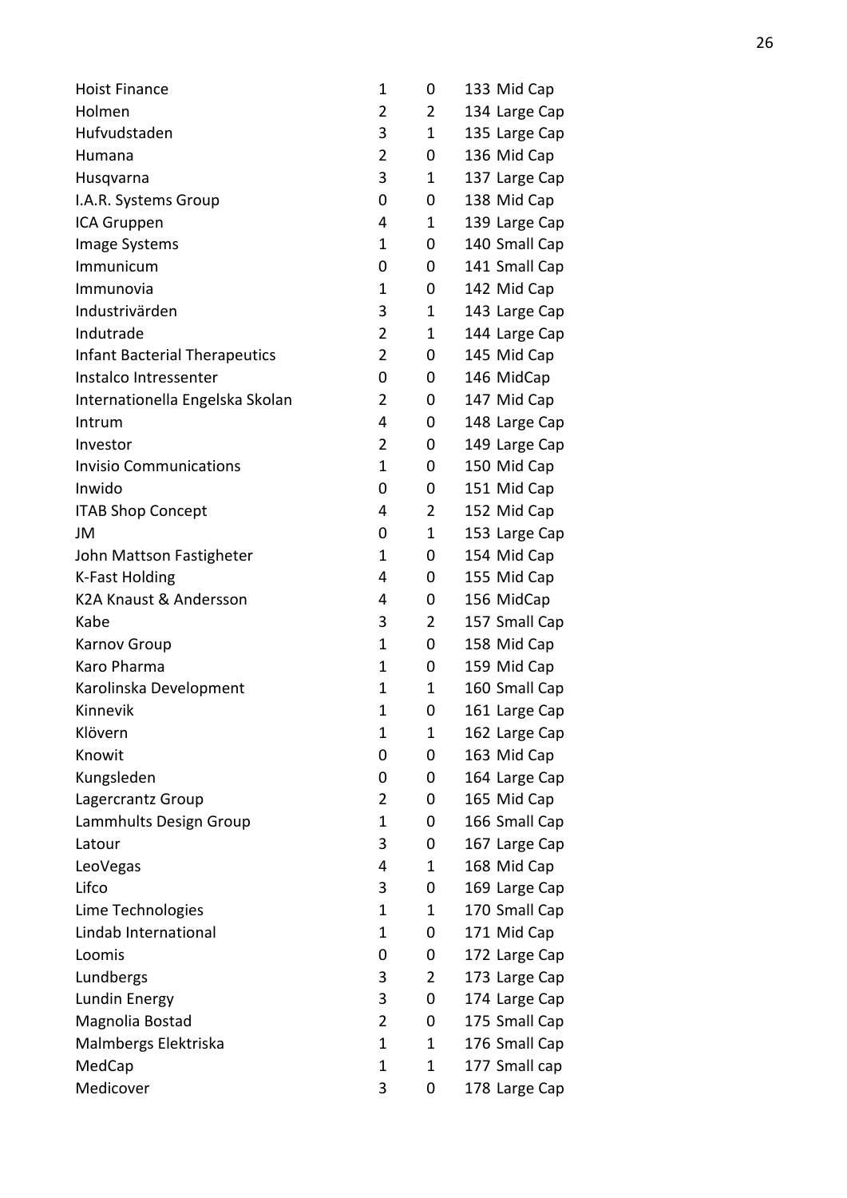| | | | |
|---|---|---|---|
| Hoist Finance | 1 | 0 | 133 Mid Cap |
| Holmen | 2 | 2 | 134 Large Cap |
| Hufvudstaden | 3 | 1 | 135 Large Cap |
| Humana | 2 | 0 | 136 Mid Cap |
| Husqvarna | 3 | 1 | 137 Large Cap |
| I.A.R. Systems Group | 0 | 0 | 138 Mid Cap |
| ICA Gruppen | 4 | 1 | 139 Large Cap |
| Image Systems | 1 | 0 | 140 Small Cap |
| Immunicum | 0 | 0 | 141 Small Cap |
| Immunovia | 1 | 0 | 142 Mid Cap |
| Industrivärden | 3 | 1 | 143 Large Cap |
| Indutrade | 2 | 1 | 144 Large Cap |
| Infant Bacterial Therapeutics | 2 | 0 | 145 Mid Cap |
| Instalco Intressenter | 0 | 0 | 146 MidCap |
| Internationella Engelska Skolan | 2 | 0 | 147 Mid Cap |
| Intrum | 4 | 0 | 148 Large Cap |
| Investor | 2 | 0 | 149 Large Cap |
| Invisio Communications | 1 | 0 | 150 Mid Cap |
| Inwido | 0 | 0 | 151 Mid Cap |
| ITAB Shop Concept | 4 | 2 | 152 Mid Cap |
| JM | 0 | 1 | 153 Large Cap |
| John Mattson Fastigheter | 1 | 0 | 154 Mid Cap |
| K-Fast Holding | 4 | 0 | 155 Mid Cap |
| K2A Knaust & Andersson | 4 | 0 | 156 MidCap |
| Kabe | 3 | 2 | 157 Small Cap |
| Karnov Group | 1 | 0 | 158 Mid Cap |
| Karo Pharma | 1 | 0 | 159 Mid Cap |
| Karolinska Development | 1 | 1 | 160 Small Cap |
| Kinnevik | 1 | 0 | 161 Large Cap |
| Klövern | 1 | 1 | 162 Large Cap |
| Knowit | 0 | 0 | 163 Mid Cap |
| Kungsleden | 0 | 0 | 164 Large Cap |
| Lagercrantz Group | 2 | 0 | 165 Mid Cap |
| Lammhults Design Group | 1 | 0 | 166 Small Cap |
| Latour | 3 | 0 | 167 Large Cap |
| LeoVegas | 4 | 1 | 168 Mid Cap |
| Lifco | 3 | 0 | 169 Large Cap |
| Lime Technologies | 1 | 1 | 170 Small Cap |
| Lindab International | 1 | 0 | 171 Mid Cap |
| Loomis | 0 | 0 | 172 Large Cap |
| Lundbergs | 3 | 2 | 173 Large Cap |
| Lundin Energy | 3 | 0 | 174 Large Cap |
| Magnolia Bostad | 2 | 0 | 175 Small Cap |
| Malmbergs Elektriska | 1 | 1 | 176 Small Cap |
| MedCap | 1 | 1 | 177 Small cap |
| Medicover | 3 | 0 | 178 Large Cap |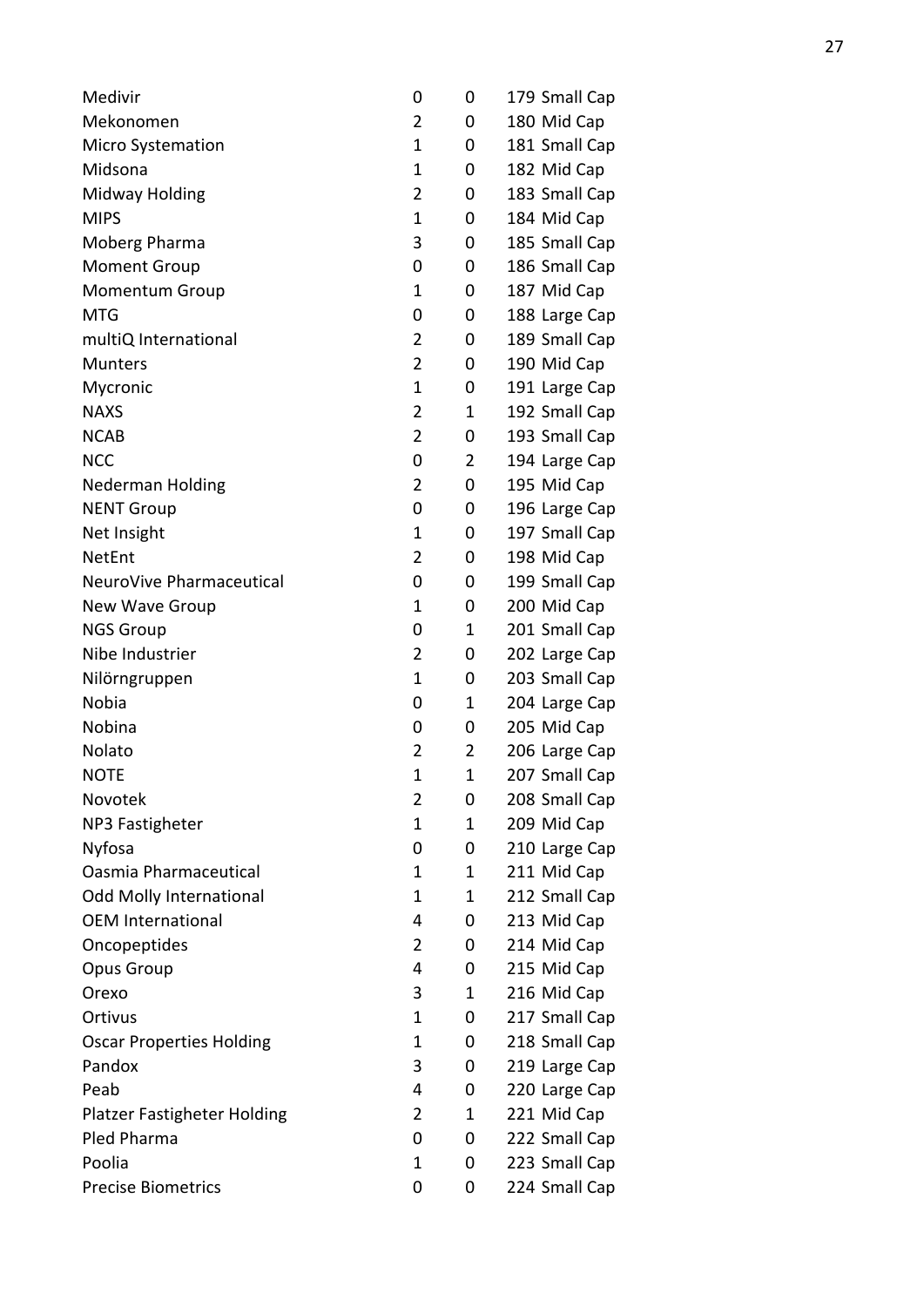| | | | | |
|---|---|---|---|---|
| Medivir | 0 | 0 | 179 | Small Cap |
| Mekonomen | 2 | 0 | 180 | Mid Cap |
| Micro Systemation | 1 | 0 | 181 | Small Cap |
| Midsona | 1 | 0 | 182 | Mid Cap |
| Midway Holding | 2 | 0 | 183 | Small Cap |
| MIPS | 1 | 0 | 184 | Mid Cap |
| Moberg Pharma | 3 | 0 | 185 | Small Cap |
| Moment Group | 0 | 0 | 186 | Small Cap |
| Momentum Group | 1 | 0 | 187 | Mid Cap |
| MTG | 0 | 0 | 188 | Large Cap |
| multiQ International | 2 | 0 | 189 | Small Cap |
| Munters | 2 | 0 | 190 | Mid Cap |
| Mycronic | 1 | 0 | 191 | Large Cap |
| NAXS | 2 | 1 | 192 | Small Cap |
| NCAB | 2 | 0 | 193 | Small Cap |
| NCC | 0 | 2 | 194 | Large Cap |
| Nederman Holding | 2 | 0 | 195 | Mid Cap |
| NENT Group | 0 | 0 | 196 | Large Cap |
| Net Insight | 1 | 0 | 197 | Small Cap |
| NetEnt | 2 | 0 | 198 | Mid Cap |
| NeuroVive Pharmaceutical | 0 | 0 | 199 | Small Cap |
| New Wave Group | 1 | 0 | 200 | Mid Cap |
| NGS Group | 0 | 1 | 201 | Small Cap |
| Nibe Industrier | 2 | 0 | 202 | Large Cap |
| Nilörngruppen | 1 | 0 | 203 | Small Cap |
| Nobia | 0 | 1 | 204 | Large Cap |
| Nobina | 0 | 0 | 205 | Mid Cap |
| Nolato | 2 | 2 | 206 | Large Cap |
| NOTE | 1 | 1 | 207 | Small Cap |
| Novotek | 2 | 0 | 208 | Small Cap |
| NP3 Fastigheter | 1 | 1 | 209 | Mid Cap |
| Nyfosa | 0 | 0 | 210 | Large Cap |
| Oasmia Pharmaceutical | 1 | 1 | 211 | Mid Cap |
| Odd Molly International | 1 | 1 | 212 | Small Cap |
| OEM International | 4 | 0 | 213 | Mid Cap |
| Oncopeptides | 2 | 0 | 214 | Mid Cap |
| Opus Group | 4 | 0 | 215 | Mid Cap |
| Orexo | 3 | 1 | 216 | Mid Cap |
| Ortivus | 1 | 0 | 217 | Small Cap |
| Oscar Properties Holding | 1 | 0 | 218 | Small Cap |
| Pandox | 3 | 0 | 219 | Large Cap |
| Peab | 4 | 0 | 220 | Large Cap |
| Platzer Fastigheter Holding | 2 | 1 | 221 | Mid Cap |
| Pled Pharma | 0 | 0 | 222 | Small Cap |
| Poolia | 1 | 0 | 223 | Small Cap |
| Precise Biometrics | 0 | 0 | 224 | Small Cap |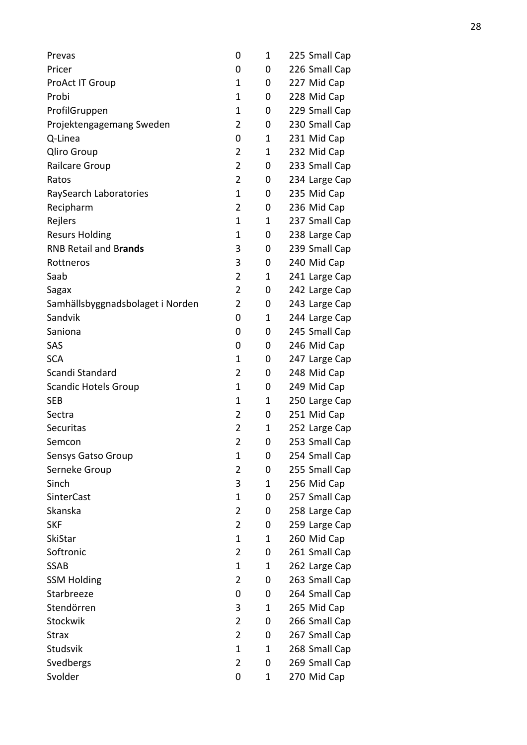| | | | | |
|---|---|---|---|---|
| Prevas | 0 | 1 | 225 | Small Cap |
| Pricer | 0 | 0 | 226 | Small Cap |
| ProAct IT Group | 1 | 0 | 227 | Mid Cap |
| Probi | 1 | 0 | 228 | Mid Cap |
| ProfilGruppen | 1 | 0 | 229 | Small Cap |
| Projektengagemang Sweden | 2 | 0 | 230 | Small Cap |
| Q-Linea | 0 | 1 | 231 | Mid Cap |
| Qliro Group | 2 | 1 | 232 | Mid Cap |
| Railcare Group | 2 | 0 | 233 | Small Cap |
| Ratos | 2 | 0 | 234 | Large Cap |
| RaySearch Laboratories | 1 | 0 | 235 | Mid Cap |
| Recipharm | 2 | 0 | 236 | Mid Cap |
| Rejlers | 1 | 1 | 237 | Small Cap |
| Resurs Holding | 1 | 0 | 238 | Large Cap |
| RNB Retail and B**rands** | 3 | 0 | 239 | Small Cap |
| Rottneros | 3 | 0 | 240 | Mid Cap |
| Saab | 2 | 1 | 241 | Large Cap |
| Sagax | 2 | 0 | 242 | Large Cap |
| Samhällsbyggnadsbolaget i Norden | 2 | 0 | 243 | Large Cap |
| Sandvik | 0 | 1 | 244 | Large Cap |
| Saniona | 0 | 0 | 245 | Small Cap |
| SAS | 0 | 0 | 246 | Mid Cap |
| SCA | 1 | 0 | 247 | Large Cap |
| Scandi Standard | 2 | 0 | 248 | Mid Cap |
| Scandic Hotels Group | 1 | 0 | 249 | Mid Cap |
| SEB | 1 | 1 | 250 | Large Cap |
| Sectra | 2 | 0 | 251 | Mid Cap |
| Securitas | 2 | 1 | 252 | Large Cap |
| Semcon | 2 | 0 | 253 | Small Cap |
| Sensys Gatso Group | 1 | 0 | 254 | Small Cap |
| Serneke Group | 2 | 0 | 255 | Small Cap |
| Sinch | 3 | 1 | 256 | Mid Cap |
| SinterCast | 1 | 0 | 257 | Small Cap |
| Skanska | 2 | 0 | 258 | Large Cap |
| SKF | 2 | 0 | 259 | Large Cap |
| SkiStar | 1 | 1 | 260 | Mid Cap |
| Softronic | 2 | 0 | 261 | Small Cap |
| SSAB | 1 | 1 | 262 | Large Cap |
| SSM Holding | 2 | 0 | 263 | Small Cap |
| Starbreeze | 0 | 0 | 264 | Small Cap |
| Stendörren | 3 | 1 | 265 | Mid Cap |
| Stockwik | 2 | 0 | 266 | Small Cap |
| Strax | 2 | 0 | 267 | Small Cap |
| Studsvik | 1 | 1 | 268 | Small Cap |
| Svedbergs | 2 | 0 | 269 | Small Cap |
| Svolder | 0 | 1 | 270 | Mid Cap |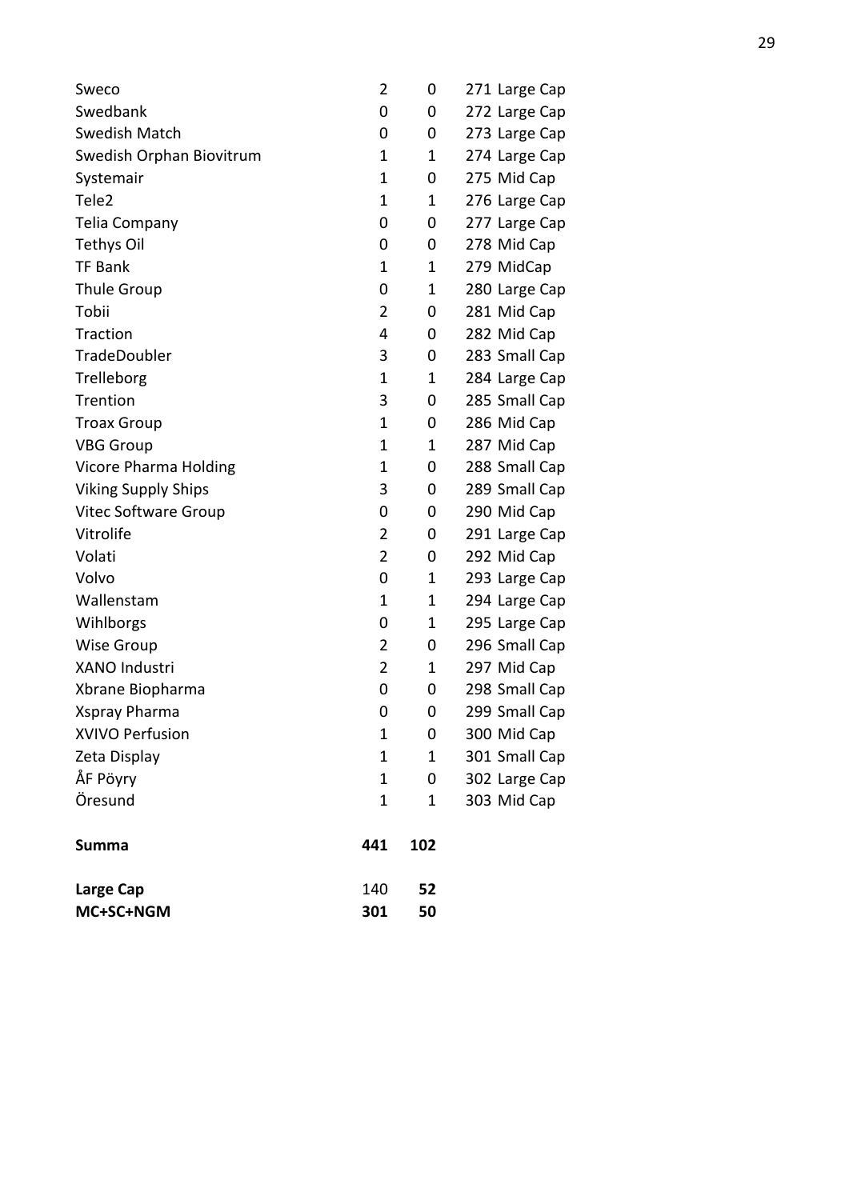| | | | | |
|---|---|---|---|---|
| Sweco | 2 | 0 | 271 | Large Cap |
| Swedbank | 0 | 0 | 272 | Large Cap |
| Swedish Match | 0 | 0 | 273 | Large Cap |
| Swedish Orphan Biovitrum | 1 | 1 | 274 | Large Cap |
| Systemair | 1 | 0 | 275 | Mid Cap |
| Tele2 | 1 | 1 | 276 | Large Cap |
| Telia Company | 0 | 0 | 277 | Large Cap |
| Tethys Oil | 0 | 0 | 278 | Mid Cap |
| TF Bank | 1 | 1 | 279 | MidCap |
| Thule Group | 0 | 1 | 280 | Large Cap |
| Tobii | 2 | 0 | 281 | Mid Cap |
| Traction | 4 | 0 | 282 | Mid Cap |
| TradeDoubler | 3 | 0 | 283 | Small Cap |
| Trelleborg | 1 | 1 | 284 | Large Cap |
| Trention | 3 | 0 | 285 | Small Cap |
| Troax Group | 1 | 0 | 286 | Mid Cap |
| VBG Group | 1 | 1 | 287 | Mid Cap |
| Vicore Pharma Holding | 1 | 0 | 288 | Small Cap |
| Viking Supply Ships | 3 | 0 | 289 | Small Cap |
| Vitec Software Group | 0 | 0 | 290 | Mid Cap |
| Vitrolife | 2 | 0 | 291 | Large Cap |
| Volati | 2 | 0 | 292 | Mid Cap |
| Volvo | 0 | 1 | 293 | Large Cap |
| Wallenstam | 1 | 1 | 294 | Large Cap |
| Wihlborgs | 0 | 1 | 295 | Large Cap |
| Wise Group | 2 | 0 | 296 | Small Cap |
| XANO Industri | 2 | 1 | 297 | Mid Cap |
| Xbrane Biopharma | 0 | 0 | 298 | Small Cap |
| Xspray Pharma | 0 | 0 | 299 | Small Cap |
| XVIVO Perfusion | 1 | 0 | 300 | Mid Cap |
| Zeta Display | 1 | 1 | 301 | Small Cap |
| ÅF Pöyry | 1 | 0 | 302 | Large Cap |
| Öresund | 1 | 1 | 303 | Mid Cap |
| | | | | |
| **Summa** | **441** | **102** | | |
| | | | | |
| **Large Cap** | 140 | **52** | | |
| **MC+SC+NGM** | **301** | **50** | | |